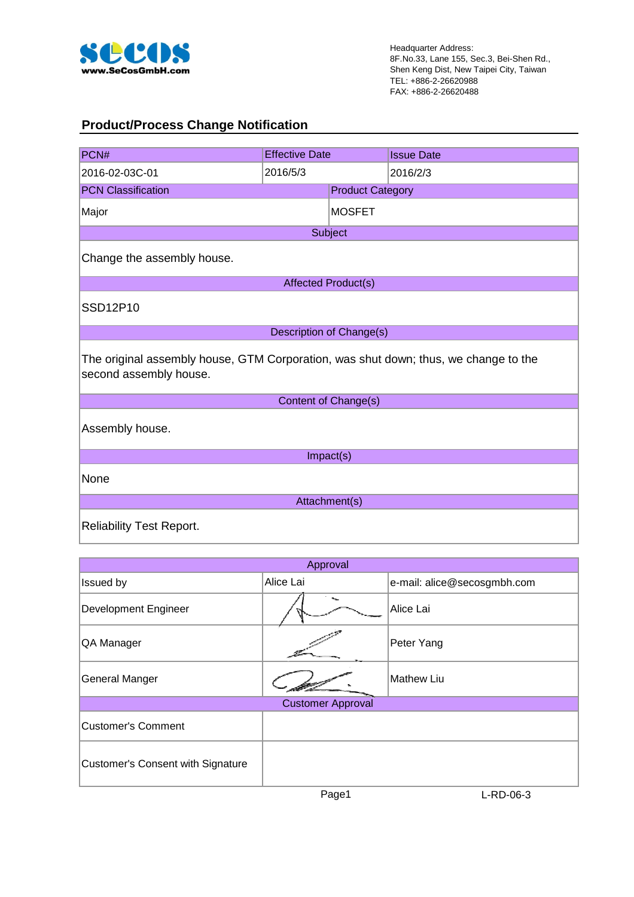Headquarter Address:
8F.No.33, Lane 155, Sec.3, Bei-Shen Rd.,
Shen Keng Dist, New Taipei City, Taiwan
TEL: +886-2-26620988
FAX: +886-2-26620488

## Product/Process Change Notification

| PCN# | Effective Date | Issue Date |
|---|---|---|
| 2016-02-03C-01 | 2016/5/3 | 2016/2/3 |

| PCN Classification | Product Category |
|---|---|
| Major | MOSFET |

| Subject |
|---|
| Change the assembly house. |

| Affected Product(s) |
|---|
| SSD12P10 |

| Description of Change(s) |
|---|
| The original assembly house, GTM Corporation, was shut down; thus, we change to the second assembly house. |

| Content of Change(s) |
|---|
| Assembly house. |

| Impact(s) |
|---|
| None |

| Attachment(s) |
|---|
| Reliability Test Report. |

| Approval | | |
|---|---|---|
| Issued by | Alice Lai | e-mail: alice@secosgmbh.com |
| Development Engineer | | Alice Lai |
| QA Manager | | Peter Yang |
| General Manger | | Mathew Liu |

| Customer Approval | |
|---|---|
| Customer's Comment | |
| Customer's Consent with Signature | |

L-RD-06-3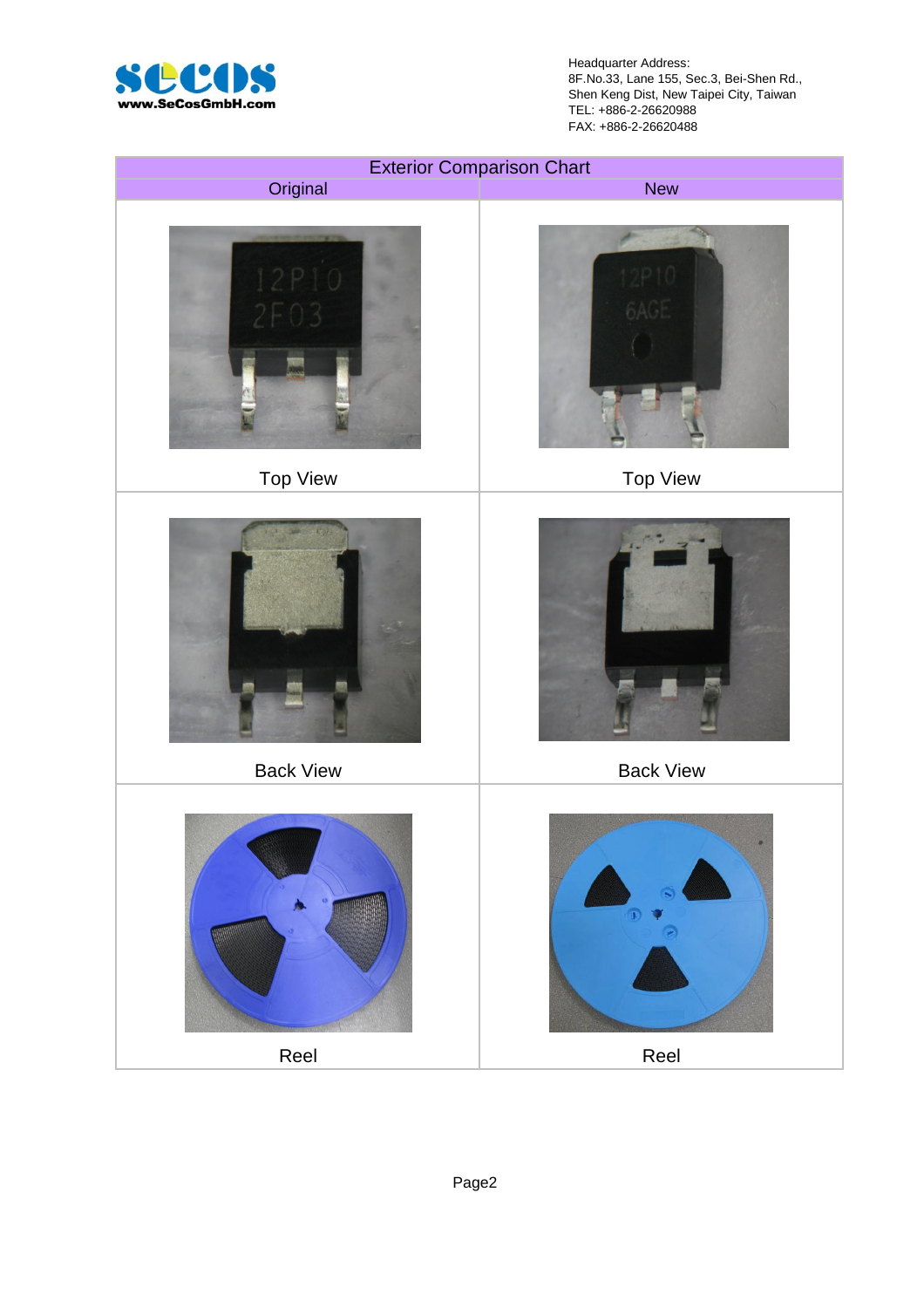Headquarter Address:
8F.No.33, Lane 155, Sec.3, Bei-Shen Rd.,
Shen Keng Dist, New Taipei City, Taiwan
TEL: +886-2-26620988
FAX: +886-2-26620488

| Exterior Comparison Chart | |
|---|---|
| Original | New |
| Top View | Top View |
| Back View | Back View |
| Reel | Reel |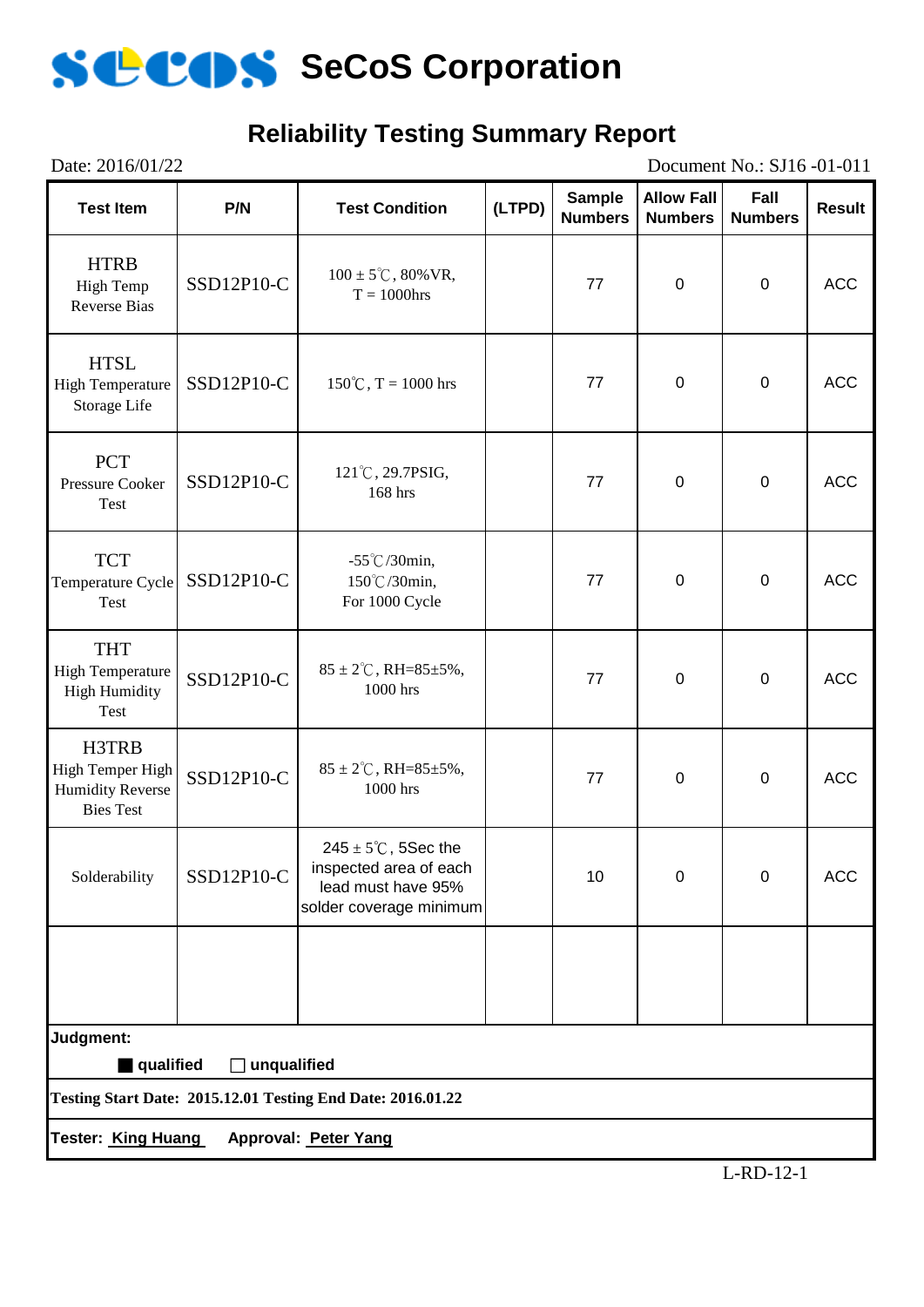# SeCoS Corporation

## Reliability Testing Summary Report

Date: 2016/01/22 Document No.: SJ16 -01-011

| Test Item | P/N | Test Condition | (LTPD) | Sample Numbers | Allow Fall Numbers | Fall Numbers | Result |
|---|---|---|---|---|---|---|---|
| HTRB High Temp Reverse Bias | SSD12P10-C | 100 ± 5℃, 80%VR, T = 1000hrs | | 77 | 0 | 0 | ACC |
| HTSL High Temperature Storage Life | SSD12P10-C | 150℃, T = 1000 hrs | | 77 | 0 | 0 | ACC |
| PCT Pressure Cooker Test | SSD12P10-C | 121℃, 29.7PSIG, 168 hrs | | 77 | 0 | 0 | ACC |
| TCT Temperature Cycle Test | SSD12P10-C | -55℃/30min, 150℃/30min, For 1000 Cycle | | 77 | 0 | 0 | ACC |
| THT High Temperature High Humidity Test | SSD12P10-C | 85 ± 2℃, RH=85±5%, 1000 hrs | | 77 | 0 | 0 | ACC |
| H3TRB High Temper High Humidity Reverse Bies Test | SSD12P10-C | 85 ± 2℃, RH=85±5%, 1000 hrs | | 77 | 0 | 0 | ACC |
| Solderability | SSD12P10-C | 245 ± 5℃, 5Sec the inspected area of each lead must have 95% solder coverage minimum | | 10 | 0 | 0 | ACC |
| | | | | | | | |

**Judgment:**

■ **qualified** ☐ **unqualified**

**Testing Start Date: 2015.12.01 Testing End Date: 2016.01.22**

**Tester:** **King Huang** **Approval:** **Peter Yang**

L-RD-12-1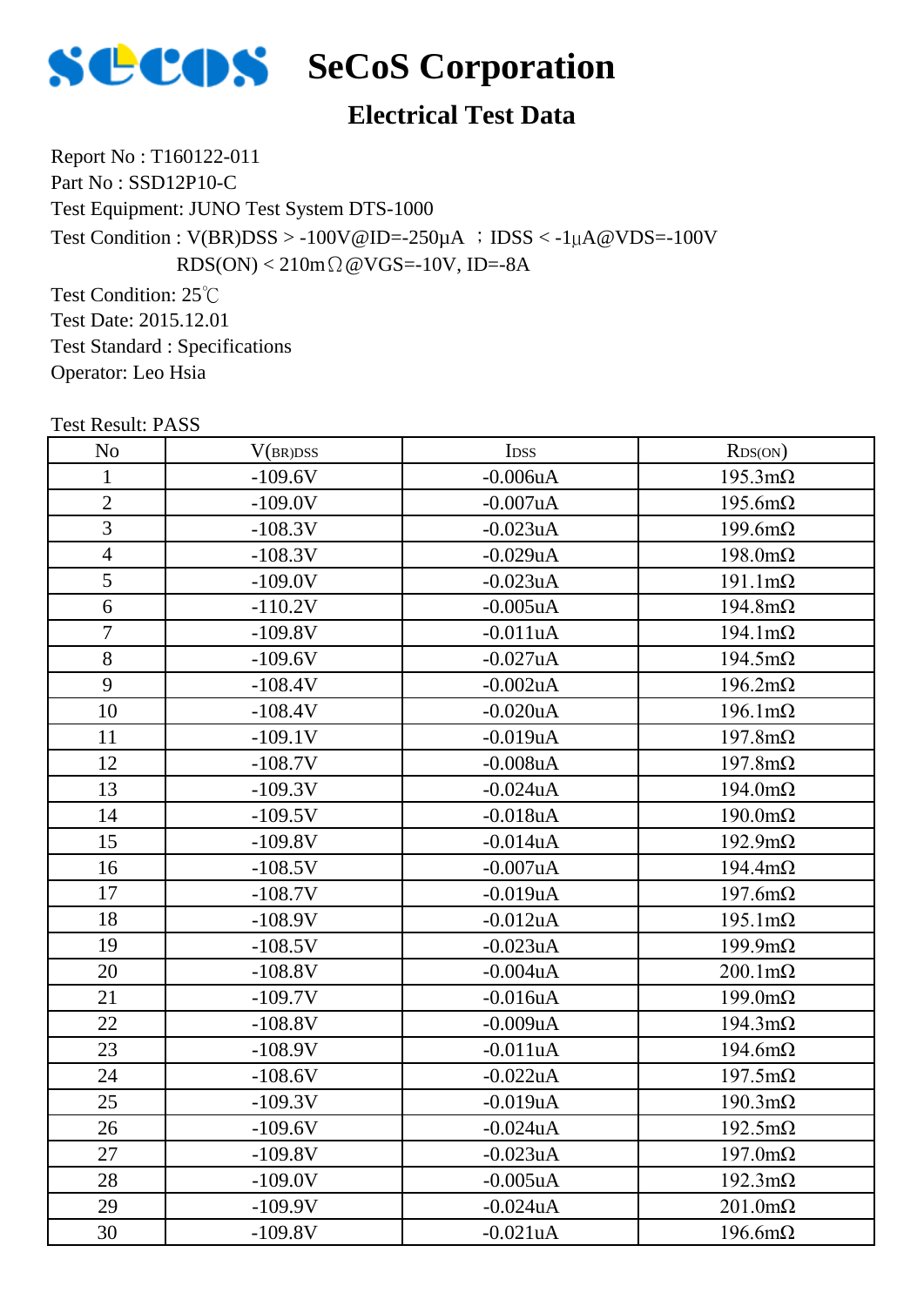# SeCoS Corporation

## Electrical Test Data

Report No : T160122-011

Part No : SSD12P10-C

Test Equipment: JUNO Test System DTS-1000

Test Condition : V(BR)DSS > -100V@ID=-250μA ；IDSS < -1μA@VDS=-100V

RDS(ON) < 210mΩ@VGS=-10V, ID=-8A

Test Condition: 25℃

Test Date: 2015.12.01

Test Standard : Specifications

Operator: Leo Hsia

Test Result: PASS

| No | $V_{(BR)DSS}$ | $I_{DSS}$ | $R_{DS(ON)}$ |
|---|---|---|---|
| 1 | -109.6V | -0.006uA | 195.3mΩ |
| 2 | -109.0V | -0.007uA | 195.6mΩ |
| 3 | -108.3V | -0.023uA | 199.6mΩ |
| 4 | -108.3V | -0.029uA | 198.0mΩ |
| 5 | -109.0V | -0.023uA | 191.1mΩ |
| 6 | -110.2V | -0.005uA | 194.8mΩ |
| 7 | -109.8V | -0.011uA | 194.1mΩ |
| 8 | -109.6V | -0.027uA | 194.5mΩ |
| 9 | -108.4V | -0.002uA | 196.2mΩ |
| 10 | -108.4V | -0.020uA | 196.1mΩ |
| 11 | -109.1V | -0.019uA | 197.8mΩ |
| 12 | -108.7V | -0.008uA | 197.8mΩ |
| 13 | -109.3V | -0.024uA | 194.0mΩ |
| 14 | -109.5V | -0.018uA | 190.0mΩ |
| 15 | -109.8V | -0.014uA | 192.9mΩ |
| 16 | -108.5V | -0.007uA | 194.4mΩ |
| 17 | -108.7V | -0.019uA | 197.6mΩ |
| 18 | -108.9V | -0.012uA | 195.1mΩ |
| 19 | -108.5V | -0.023uA | 199.9mΩ |
| 20 | -108.8V | -0.004uA | 200.1mΩ |
| 21 | -109.7V | -0.016uA | 199.0mΩ |
| 22 | -108.8V | -0.009uA | 194.3mΩ |
| 23 | -108.9V | -0.011uA | 194.6mΩ |
| 24 | -108.6V | -0.022uA | 197.5mΩ |
| 25 | -109.3V | -0.019uA | 190.3mΩ |
| 26 | -109.6V | -0.024uA | 192.5mΩ |
| 27 | -109.8V | -0.023uA | 197.0mΩ |
| 28 | -109.0V | -0.005uA | 192.3mΩ |
| 29 | -109.9V | -0.024uA | 201.0mΩ |
| 30 | -109.8V | -0.021uA | 196.6mΩ |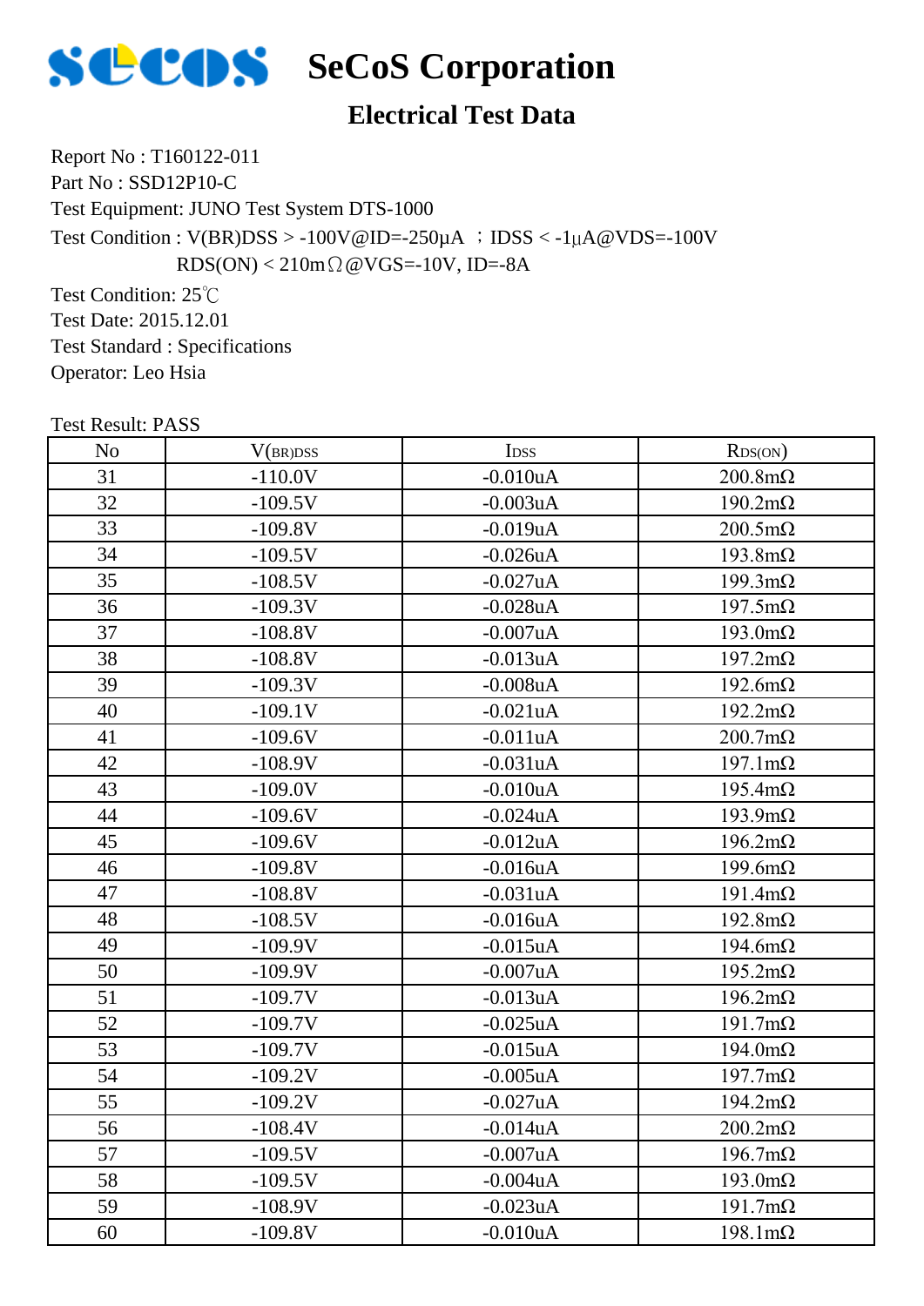# SeCoS Corporation

## Electrical Test Data

Report No : T160122-011

Part No : SSD12P10-C

Test Equipment: JUNO Test System DTS-1000

Test Condition : V(BR)DSS > -100V@ID=-250μA ；IDSS < -1μA@VDS=-100V

RDS(ON) < 210mΩ@VGS=-10V, ID=-8A

Test Condition: 25℃

Test Date: 2015.12.01

Test Standard : Specifications

Operator: Leo Hsia

Test Result: PASS

| No | $V_{(BR)DSS}$ | $I_{DSS}$ | $R_{DS(ON)}$ |
|---|---|---|---|
| 31 | -110.0V | -0.010uA | 200.8mΩ |
| 32 | -109.5V | -0.003uA | 190.2mΩ |
| 33 | -109.8V | -0.019uA | 200.5mΩ |
| 34 | -109.5V | -0.026uA | 193.8mΩ |
| 35 | -108.5V | -0.027uA | 199.3mΩ |
| 36 | -109.3V | -0.028uA | 197.5mΩ |
| 37 | -108.8V | -0.007uA | 193.0mΩ |
| 38 | -108.8V | -0.013uA | 197.2mΩ |
| 39 | -109.3V | -0.008uA | 192.6mΩ |
| 40 | -109.1V | -0.021uA | 192.2mΩ |
| 41 | -109.6V | -0.011uA | 200.7mΩ |
| 42 | -108.9V | -0.031uA | 197.1mΩ |
| 43 | -109.0V | -0.010uA | 195.4mΩ |
| 44 | -109.6V | -0.024uA | 193.9mΩ |
| 45 | -109.6V | -0.012uA | 196.2mΩ |
| 46 | -109.8V | -0.016uA | 199.6mΩ |
| 47 | -108.8V | -0.031uA | 191.4mΩ |
| 48 | -108.5V | -0.016uA | 192.8mΩ |
| 49 | -109.9V | -0.015uA | 194.6mΩ |
| 50 | -109.9V | -0.007uA | 195.2mΩ |
| 51 | -109.7V | -0.013uA | 196.2mΩ |
| 52 | -109.7V | -0.025uA | 191.7mΩ |
| 53 | -109.7V | -0.015uA | 194.0mΩ |
| 54 | -109.2V | -0.005uA | 197.7mΩ |
| 55 | -109.2V | -0.027uA | 194.2mΩ |
| 56 | -108.4V | -0.014uA | 200.2mΩ |
| 57 | -109.5V | -0.007uA | 196.7mΩ |
| 58 | -109.5V | -0.004uA | 193.0mΩ |
| 59 | -108.9V | -0.023uA | 191.7mΩ |
| 60 | -109.8V | -0.010uA | 198.1mΩ |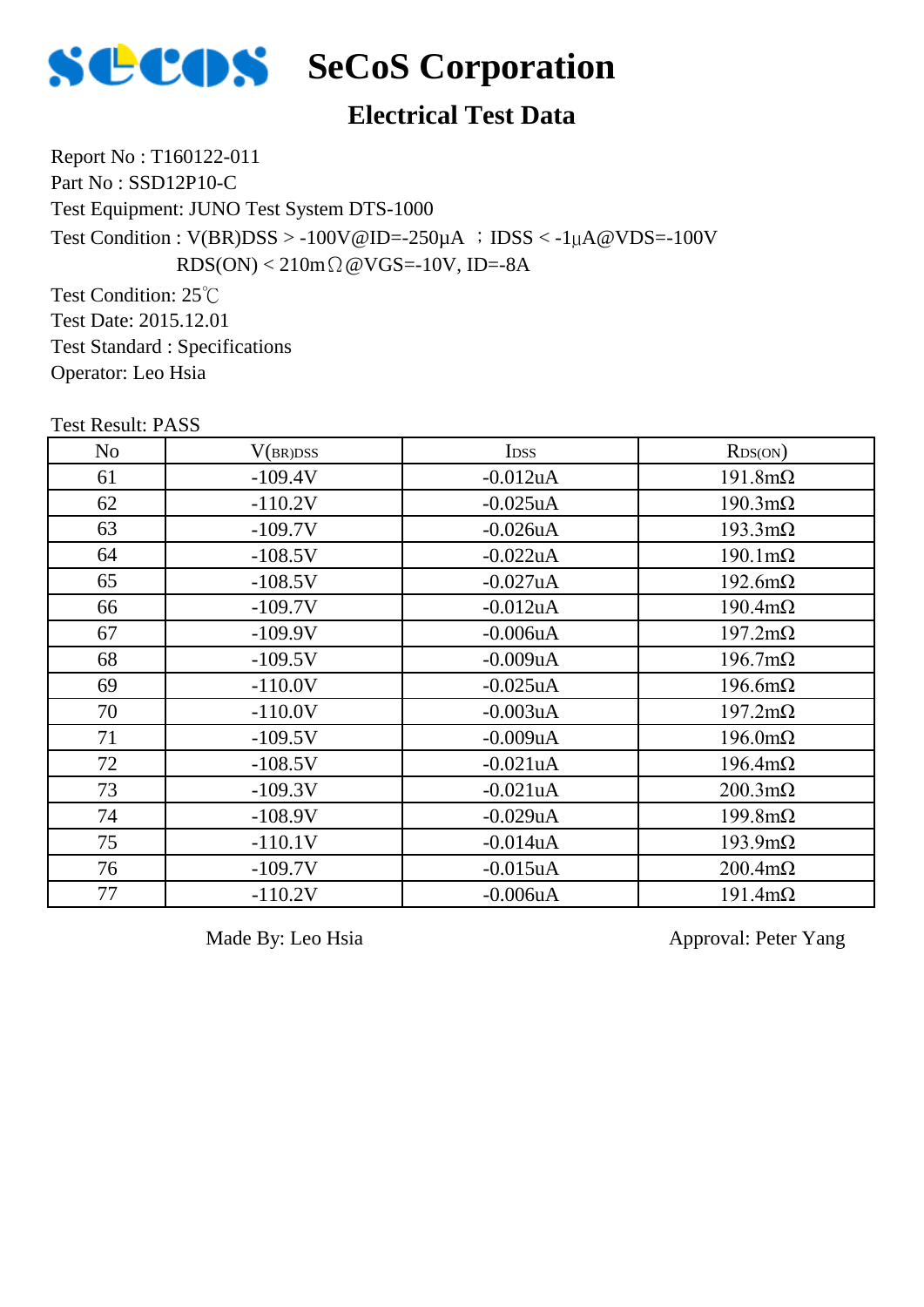# SeCoS Corporation

## Electrical Test Data

Report No : T160122-011
Part No : SSD12P10-C
Test Equipment: JUNO Test System DTS-1000
Test Condition : V(BR)DSS > -100V@ID=-250μA ；IDSS < -1μA@VDS=-100V
RDS(ON) < 210mΩ@VGS=-10V, ID=-8A
Test Condition: 25℃
Test Date: 2015.12.01
Test Standard : Specifications
Operator: Leo Hsia

Test Result: PASS

| No | $V_{(BR)DSS}$ | $I_{DSS}$ | $R_{DS(ON)}$ |
|---|---|---|---|
| 61 | -109.4V | -0.012uA | 191.8mΩ |
| 62 | -110.2V | -0.025uA | 190.3mΩ |
| 63 | -109.7V | -0.026uA | 193.3mΩ |
| 64 | -108.5V | -0.022uA | 190.1mΩ |
| 65 | -108.5V | -0.027uA | 192.6mΩ |
| 66 | -109.7V | -0.012uA | 190.4mΩ |
| 67 | -109.9V | -0.006uA | 197.2mΩ |
| 68 | -109.5V | -0.009uA | 196.7mΩ |
| 69 | -110.0V | -0.025uA | 196.6mΩ |
| 70 | -110.0V | -0.003uA | 197.2mΩ |
| 71 | -109.5V | -0.009uA | 196.0mΩ |
| 72 | -108.5V | -0.021uA | 196.4mΩ |
| 73 | -109.3V | -0.021uA | 200.3mΩ |
| 74 | -108.9V | -0.029uA | 199.8mΩ |
| 75 | -110.1V | -0.014uA | 193.9mΩ |
| 76 | -109.7V | -0.015uA | 200.4mΩ |
| 77 | -110.2V | -0.006uA | 191.4mΩ |

Made By: Leo Hsia                Approval: Peter Yang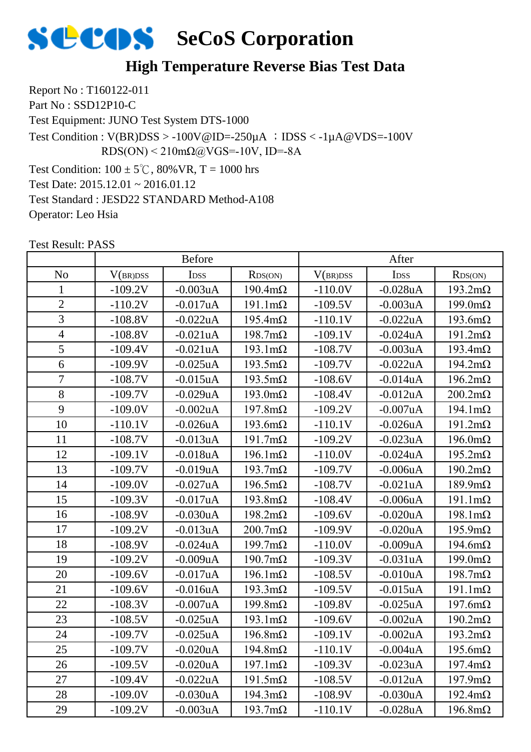# SeCoS Corporation

## High Temperature Reverse Bias Test Data

Report No : T160122-011

Part No : SSD12P10-C

Test Equipment: JUNO Test System DTS-1000

Test Condition : V(BR)DSS > -100V@ID=-250μA ；IDSS < -1μA@VDS=-100V
RDS(ON) < 210mΩ@VGS=-10V, ID=-8A

Test Condition: 100 ± 5℃, 80%VR, T = 1000 hrs

Test Date: 2015.12.01 ~ 2016.01.12

Test Standard : JESD22 STANDARD Method-A108

Operator: Leo Hsia

Test Result: PASS

| | Before | | | After | | |
|---|---|---|---|---|---|---|
| No | $V_{(BR)DSS}$ | $I_{DSS}$ | $R_{DS(ON)}$ | $V_{(BR)DSS}$ | $I_{DSS}$ | $R_{DS(ON)}$ |
| 1 | -109.2V | -0.003uA | 190.4mΩ | -110.0V | -0.028uA | 193.2mΩ |
| 2 | -110.2V | -0.017uA | 191.1mΩ | -109.5V | -0.003uA | 199.0mΩ |
| 3 | -108.8V | -0.022uA | 195.4mΩ | -110.1V | -0.022uA | 193.6mΩ |
| 4 | -108.8V | -0.021uA | 198.7mΩ | -109.1V | -0.024uA | 191.2mΩ |
| 5 | -109.4V | -0.021uA | 193.1mΩ | -108.7V | -0.003uA | 193.4mΩ |
| 6 | -109.9V | -0.025uA | 193.5mΩ | -109.7V | -0.022uA | 194.2mΩ |
| 7 | -108.7V | -0.015uA | 193.5mΩ | -108.6V | -0.014uA | 196.2mΩ |
| 8 | -109.7V | -0.029uA | 193.0mΩ | -108.4V | -0.012uA | 200.2mΩ |
| 9 | -109.0V | -0.002uA | 197.8mΩ | -109.2V | -0.007uA | 194.1mΩ |
| 10 | -110.1V | -0.026uA | 193.6mΩ | -110.1V | -0.026uA | 191.2mΩ |
| 11 | -108.7V | -0.013uA | 191.7mΩ | -109.2V | -0.023uA | 196.0mΩ |
| 12 | -109.1V | -0.018uA | 196.1mΩ | -110.0V | -0.024uA | 195.2mΩ |
| 13 | -109.7V | -0.019uA | 193.7mΩ | -109.7V | -0.006uA | 190.2mΩ |
| 14 | -109.0V | -0.027uA | 196.5mΩ | -108.7V | -0.021uA | 189.9mΩ |
| 15 | -109.3V | -0.017uA | 193.8mΩ | -108.4V | -0.006uA | 191.1mΩ |
| 16 | -108.9V | -0.030uA | 198.2mΩ | -109.6V | -0.020uA | 198.1mΩ |
| 17 | -109.2V | -0.013uA | 200.7mΩ | -109.9V | -0.020uA | 195.9mΩ |
| 18 | -108.9V | -0.024uA | 199.7mΩ | -110.0V | -0.009uA | 194.6mΩ |
| 19 | -109.2V | -0.009uA | 190.7mΩ | -109.3V | -0.031uA | 199.0mΩ |
| 20 | -109.6V | -0.017uA | 196.1mΩ | -108.5V | -0.010uA | 198.7mΩ |
| 21 | -109.6V | -0.016uA | 193.3mΩ | -109.5V | -0.015uA | 191.1mΩ |
| 22 | -108.3V | -0.007uA | 199.8mΩ | -109.8V | -0.025uA | 197.6mΩ |
| 23 | -108.5V | -0.025uA | 193.1mΩ | -109.6V | -0.002uA | 190.2mΩ |
| 24 | -109.7V | -0.025uA | 196.8mΩ | -109.1V | -0.002uA | 193.2mΩ |
| 25 | -109.7V | -0.020uA | 194.8mΩ | -110.1V | -0.004uA | 195.6mΩ |
| 26 | -109.5V | -0.020uA | 197.1mΩ | -109.3V | -0.023uA | 197.4mΩ |
| 27 | -109.4V | -0.022uA | 191.5mΩ | -108.5V | -0.012uA | 197.9mΩ |
| 28 | -109.0V | -0.030uA | 194.3mΩ | -108.9V | -0.030uA | 192.4mΩ |
| 29 | -109.2V | -0.003uA | 193.7mΩ | -110.1V | -0.028uA | 196.8mΩ |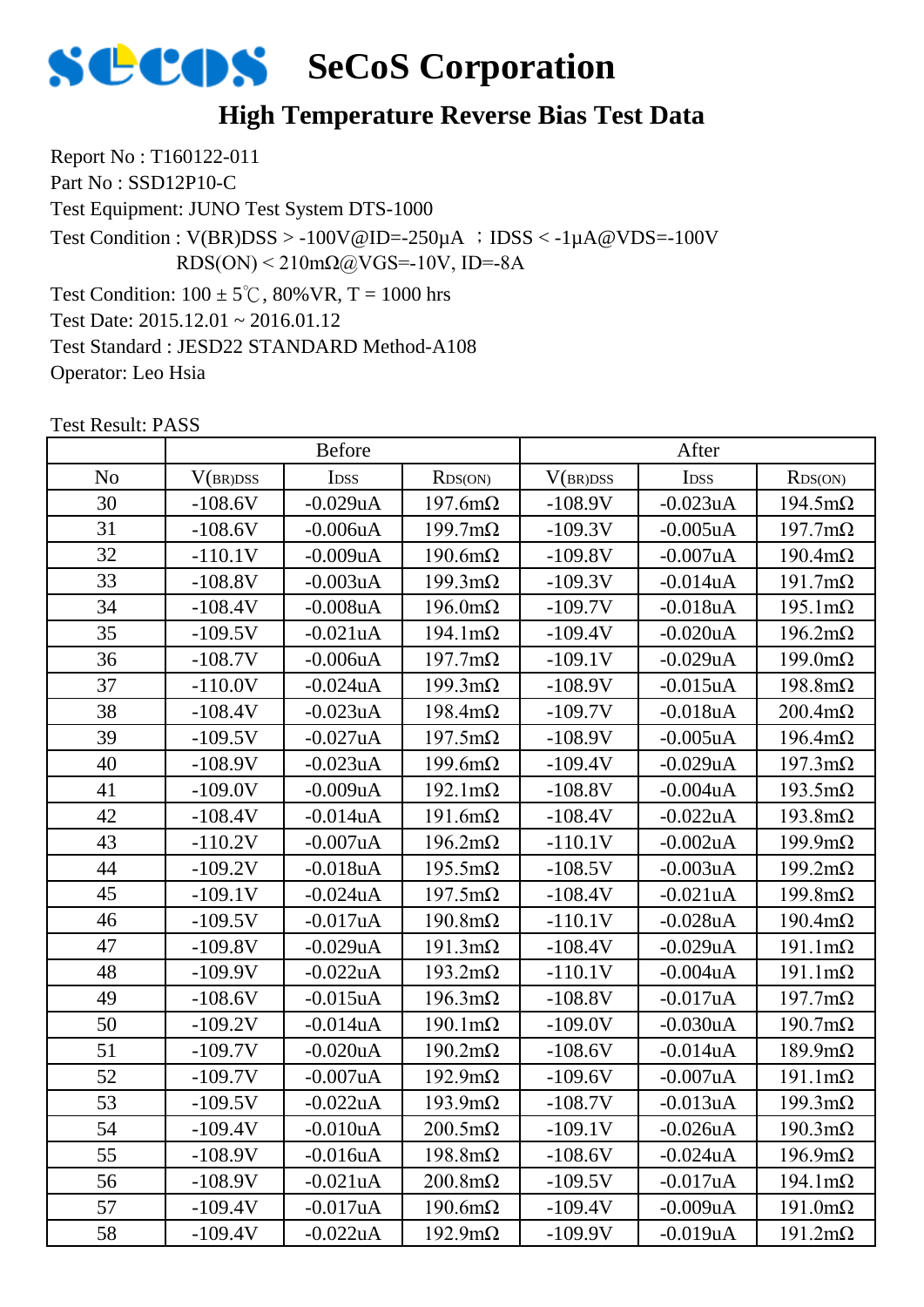# SeCoS Corporation

## High Temperature Reverse Bias Test Data

Report No : T160122-011

Part No : SSD12P10-C

Test Equipment: JUNO Test System DTS-1000

Test Condition : V(BR)DSS > -100V@ID=-250μA ；IDSS < -1μA@VDS=-100V
RDS(ON) < 210mΩ@VGS=-10V, ID=-8A

Test Condition: 100 ± 5℃, 80%VR, T = 1000 hrs

Test Date: 2015.12.01 ~ 2016.01.12

Test Standard : JESD22 STANDARD Method-A108

Operator: Leo Hsia

Test Result: PASS

| | Before | | | After | | |
|---|---|---|---|---|---|---|
| No | $V_{(BR)DSS}$ | $I_{DSS}$ | $R_{DS(ON)}$ | $V_{(BR)DSS}$ | $I_{DSS}$ | $R_{DS(ON)}$ |
| 30 | -108.6V | -0.029uA | 197.6mΩ | -108.9V | -0.023uA | 194.5mΩ |
| 31 | -108.6V | -0.006uA | 199.7mΩ | -109.3V | -0.005uA | 197.7mΩ |
| 32 | -110.1V | -0.009uA | 190.6mΩ | -109.8V | -0.007uA | 190.4mΩ |
| 33 | -108.8V | -0.003uA | 199.3mΩ | -109.3V | -0.014uA | 191.7mΩ |
| 34 | -108.4V | -0.008uA | 196.0mΩ | -109.7V | -0.018uA | 195.1mΩ |
| 35 | -109.5V | -0.021uA | 194.1mΩ | -109.4V | -0.020uA | 196.2mΩ |
| 36 | -108.7V | -0.006uA | 197.7mΩ | -109.1V | -0.029uA | 199.0mΩ |
| 37 | -110.0V | -0.024uA | 199.3mΩ | -108.9V | -0.015uA | 198.8mΩ |
| 38 | -108.4V | -0.023uA | 198.4mΩ | -109.7V | -0.018uA | 200.4mΩ |
| 39 | -109.5V | -0.027uA | 197.5mΩ | -108.9V | -0.005uA | 196.4mΩ |
| 40 | -108.9V | -0.023uA | 199.6mΩ | -109.4V | -0.029uA | 197.3mΩ |
| 41 | -109.0V | -0.009uA | 192.1mΩ | -108.8V | -0.004uA | 193.5mΩ |
| 42 | -108.4V | -0.014uA | 191.6mΩ | -108.4V | -0.022uA | 193.8mΩ |
| 43 | -110.2V | -0.007uA | 196.2mΩ | -110.1V | -0.002uA | 199.9mΩ |
| 44 | -109.2V | -0.018uA | 195.5mΩ | -108.5V | -0.003uA | 199.2mΩ |
| 45 | -109.1V | -0.024uA | 197.5mΩ | -108.4V | -0.021uA | 199.8mΩ |
| 46 | -109.5V | -0.017uA | 190.8mΩ | -110.1V | -0.028uA | 190.4mΩ |
| 47 | -109.8V | -0.029uA | 191.3mΩ | -108.4V | -0.029uA | 191.1mΩ |
| 48 | -109.9V | -0.022uA | 193.2mΩ | -110.1V | -0.004uA | 191.1mΩ |
| 49 | -108.6V | -0.015uA | 196.3mΩ | -108.8V | -0.017uA | 197.7mΩ |
| 50 | -109.2V | -0.014uA | 190.1mΩ | -109.0V | -0.030uA | 190.7mΩ |
| 51 | -109.7V | -0.020uA | 190.2mΩ | -108.6V | -0.014uA | 189.9mΩ |
| 52 | -109.7V | -0.007uA | 192.9mΩ | -109.6V | -0.007uA | 191.1mΩ |
| 53 | -109.5V | -0.022uA | 193.9mΩ | -108.7V | -0.013uA | 199.3mΩ |
| 54 | -109.4V | -0.010uA | 200.5mΩ | -109.1V | -0.026uA | 190.3mΩ |
| 55 | -108.9V | -0.016uA | 198.8mΩ | -108.6V | -0.024uA | 196.9mΩ |
| 56 | -108.9V | -0.021uA | 200.8mΩ | -109.5V | -0.017uA | 194.1mΩ |
| 57 | -109.4V | -0.017uA | 190.6mΩ | -109.4V | -0.009uA | 191.0mΩ |
| 58 | -109.4V | -0.022uA | 192.9mΩ | -109.9V | -0.019uA | 191.2mΩ |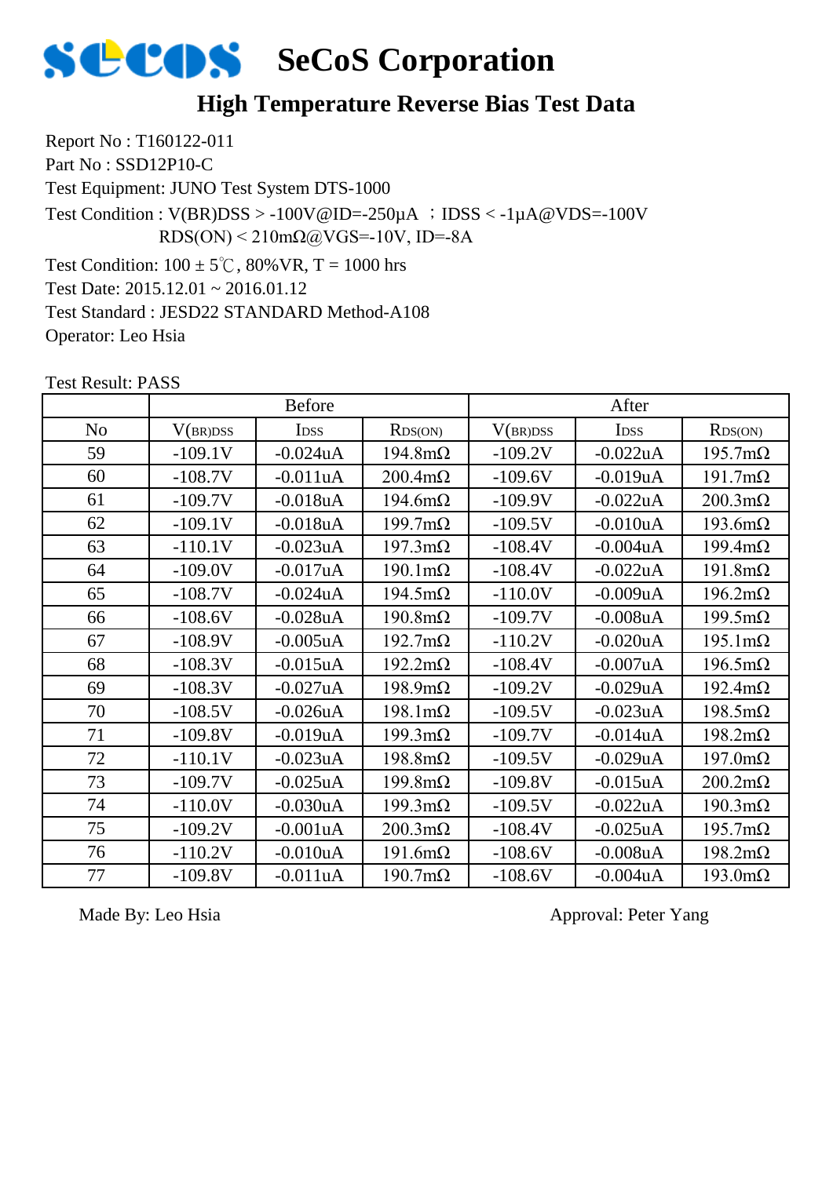# SeCoS Corporation

## High Temperature Reverse Bias Test Data

Report No : T160122-011

Part No : SSD12P10-C

Test Equipment: JUNO Test System DTS-1000

Test Condition : V(BR)DSS > -100V@ID=-250μA ；IDSS < -1μA@VDS=-100V
RDS(ON) < 210mΩ@VGS=-10V, ID=-8A

Test Condition: 100 ± 5℃, 80%VR, T = 1000 hrs

Test Date: 2015.12.01 ~ 2016.01.12

Test Standard : JESD22 STANDARD Method-A108

Operator: Leo Hsia

Test Result: PASS

| | Before | | | After | | |
|---|---|---|---|---|---|---|
| No | $V_{(BR)DSS}$ | $I_{DSS}$ | $R_{DS(ON)}$ | $V_{(BR)DSS}$ | $I_{DSS}$ | $R_{DS(ON)}$ |
| 59 | -109.1V | -0.024uA | 194.8mΩ | -109.2V | -0.022uA | 195.7mΩ |
| 60 | -108.7V | -0.011uA | 200.4mΩ | -109.6V | -0.019uA | 191.7mΩ |
| 61 | -109.7V | -0.018uA | 194.6mΩ | -109.9V | -0.022uA | 200.3mΩ |
| 62 | -109.1V | -0.018uA | 199.7mΩ | -109.5V | -0.010uA | 193.6mΩ |
| 63 | -110.1V | -0.023uA | 197.3mΩ | -108.4V | -0.004uA | 199.4mΩ |
| 64 | -109.0V | -0.017uA | 190.1mΩ | -108.4V | -0.022uA | 191.8mΩ |
| 65 | -108.7V | -0.024uA | 194.5mΩ | -110.0V | -0.009uA | 196.2mΩ |
| 66 | -108.6V | -0.028uA | 190.8mΩ | -109.7V | -0.008uA | 199.5mΩ |
| 67 | -108.9V | -0.005uA | 192.7mΩ | -110.2V | -0.020uA | 195.1mΩ |
| 68 | -108.3V | -0.015uA | 192.2mΩ | -108.4V | -0.007uA | 196.5mΩ |
| 69 | -108.3V | -0.027uA | 198.9mΩ | -109.2V | -0.029uA | 192.4mΩ |
| 70 | -108.5V | -0.026uA | 198.1mΩ | -109.5V | -0.023uA | 198.5mΩ |
| 71 | -109.8V | -0.019uA | 199.3mΩ | -109.7V | -0.014uA | 198.2mΩ |
| 72 | -110.1V | -0.023uA | 198.8mΩ | -109.5V | -0.029uA | 197.0mΩ |
| 73 | -109.7V | -0.025uA | 199.8mΩ | -109.8V | -0.015uA | 200.2mΩ |
| 74 | -110.0V | -0.030uA | 199.3mΩ | -109.5V | -0.022uA | 190.3mΩ |
| 75 | -109.2V | -0.001uA | 200.3mΩ | -108.4V | -0.025uA | 195.7mΩ |
| 76 | -110.2V | -0.010uA | 191.6mΩ | -108.6V | -0.008uA | 198.2mΩ |
| 77 | -109.8V | -0.011uA | 190.7mΩ | -108.6V | -0.004uA | 193.0mΩ |

Made By: Leo Hsia

Approval: Peter Yang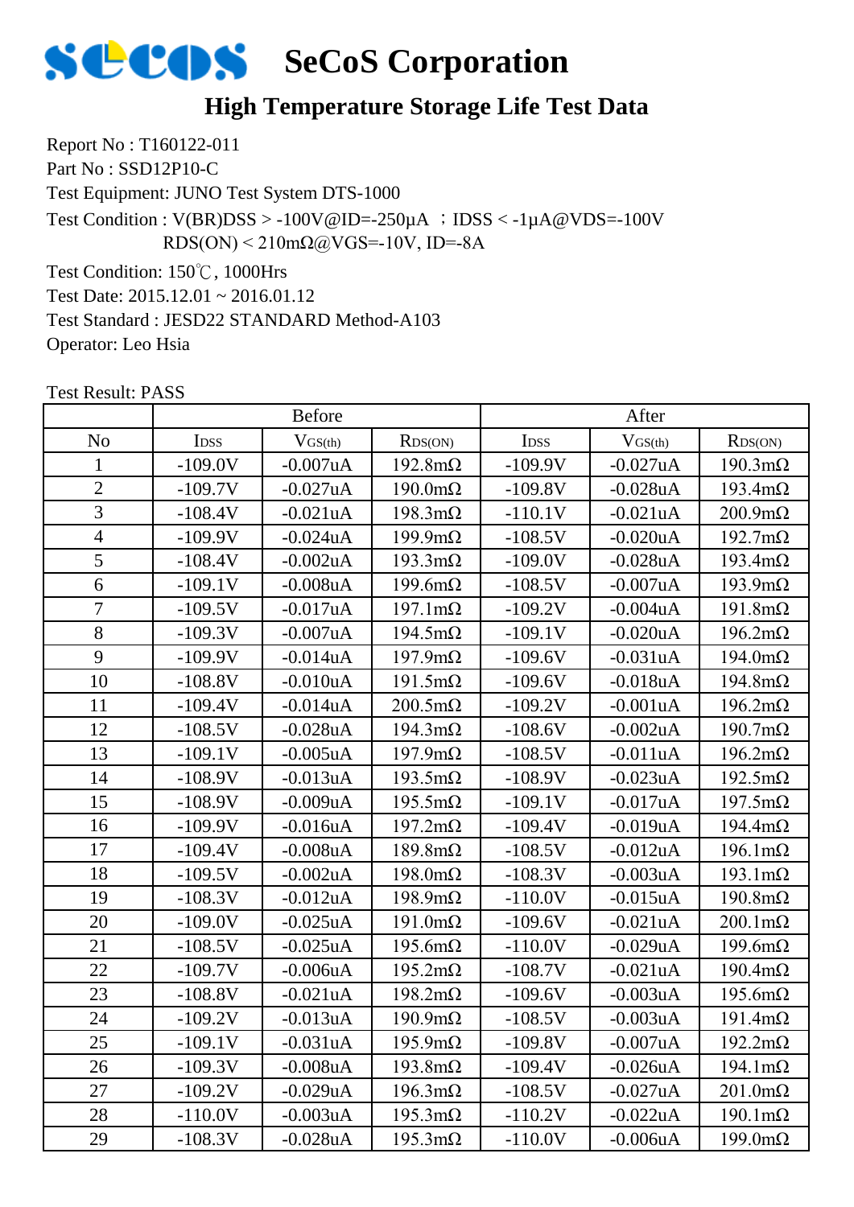# SeCoS Corporation

## High Temperature Storage Life Test Data

Report No : T160122-011
Part No : SSD12P10-C
Test Equipment: JUNO Test System DTS-1000
Test Condition : V(BR)DSS > -100V@ID=-250μA ；IDSS < -1μA@VDS=-100V
RDS(ON) < 210mΩ@VGS=-10V, ID=-8A
Test Condition: 150℃, 1000Hrs
Test Date: 2015.12.01 ~ 2016.01.12
Test Standard : JESD22 STANDARD Method-A103
Operator: Leo Hsia

Test Result: PASS

| | Before | | | After | | |
|---|---|---|---|---|---|---|
| No | $I_{DSS}$ | $V_{GS(th)}$ | $R_{DS(ON)}$ | $I_{DSS}$ | $V_{GS(th)}$ | $R_{DS(ON)}$ |
| 1 | -109.0V | -0.007uA | 192.8mΩ | -109.9V | -0.027uA | 190.3mΩ |
| 2 | -109.7V | -0.027uA | 190.0mΩ | -109.8V | -0.028uA | 193.4mΩ |
| 3 | -108.4V | -0.021uA | 198.3mΩ | -110.1V | -0.021uA | 200.9mΩ |
| 4 | -109.9V | -0.024uA | 199.9mΩ | -108.5V | -0.020uA | 192.7mΩ |
| 5 | -108.4V | -0.002uA | 193.3mΩ | -109.0V | -0.028uA | 193.4mΩ |
| 6 | -109.1V | -0.008uA | 199.6mΩ | -108.5V | -0.007uA | 193.9mΩ |
| 7 | -109.5V | -0.017uA | 197.1mΩ | -109.2V | -0.004uA | 191.8mΩ |
| 8 | -109.3V | -0.007uA | 194.5mΩ | -109.1V | -0.020uA | 196.2mΩ |
| 9 | -109.9V | -0.014uA | 197.9mΩ | -109.6V | -0.031uA | 194.0mΩ |
| 10 | -108.8V | -0.010uA | 191.5mΩ | -109.6V | -0.018uA | 194.8mΩ |
| 11 | -109.4V | -0.014uA | 200.5mΩ | -109.2V | -0.001uA | 196.2mΩ |
| 12 | -108.5V | -0.028uA | 194.3mΩ | -108.6V | -0.002uA | 190.7mΩ |
| 13 | -109.1V | -0.005uA | 197.9mΩ | -108.5V | -0.011uA | 196.2mΩ |
| 14 | -108.9V | -0.013uA | 193.5mΩ | -108.9V | -0.023uA | 192.5mΩ |
| 15 | -108.9V | -0.009uA | 195.5mΩ | -109.1V | -0.017uA | 197.5mΩ |
| 16 | -109.9V | -0.016uA | 197.2mΩ | -109.4V | -0.019uA | 194.4mΩ |
| 17 | -109.4V | -0.008uA | 189.8mΩ | -108.5V | -0.012uA | 196.1mΩ |
| 18 | -109.5V | -0.002uA | 198.0mΩ | -108.3V | -0.003uA | 193.1mΩ |
| 19 | -108.3V | -0.012uA | 198.9mΩ | -110.0V | -0.015uA | 190.8mΩ |
| 20 | -109.0V | -0.025uA | 191.0mΩ | -109.6V | -0.021uA | 200.1mΩ |
| 21 | -108.5V | -0.025uA | 195.6mΩ | -110.0V | -0.029uA | 199.6mΩ |
| 22 | -109.7V | -0.006uA | 195.2mΩ | -108.7V | -0.021uA | 190.4mΩ |
| 23 | -108.8V | -0.021uA | 198.2mΩ | -109.6V | -0.003uA | 195.6mΩ |
| 24 | -109.2V | -0.013uA | 190.9mΩ | -108.5V | -0.003uA | 191.4mΩ |
| 25 | -109.1V | -0.031uA | 195.9mΩ | -109.8V | -0.007uA | 192.2mΩ |
| 26 | -109.3V | -0.008uA | 193.8mΩ | -109.4V | -0.026uA | 194.1mΩ |
| 27 | -109.2V | -0.029uA | 196.3mΩ | -108.5V | -0.027uA | 201.0mΩ |
| 28 | -110.0V | -0.003uA | 195.3mΩ | -110.2V | -0.022uA | 190.1mΩ |
| 29 | -108.3V | -0.028uA | 195.3mΩ | -110.0V | -0.006uA | 199.0mΩ |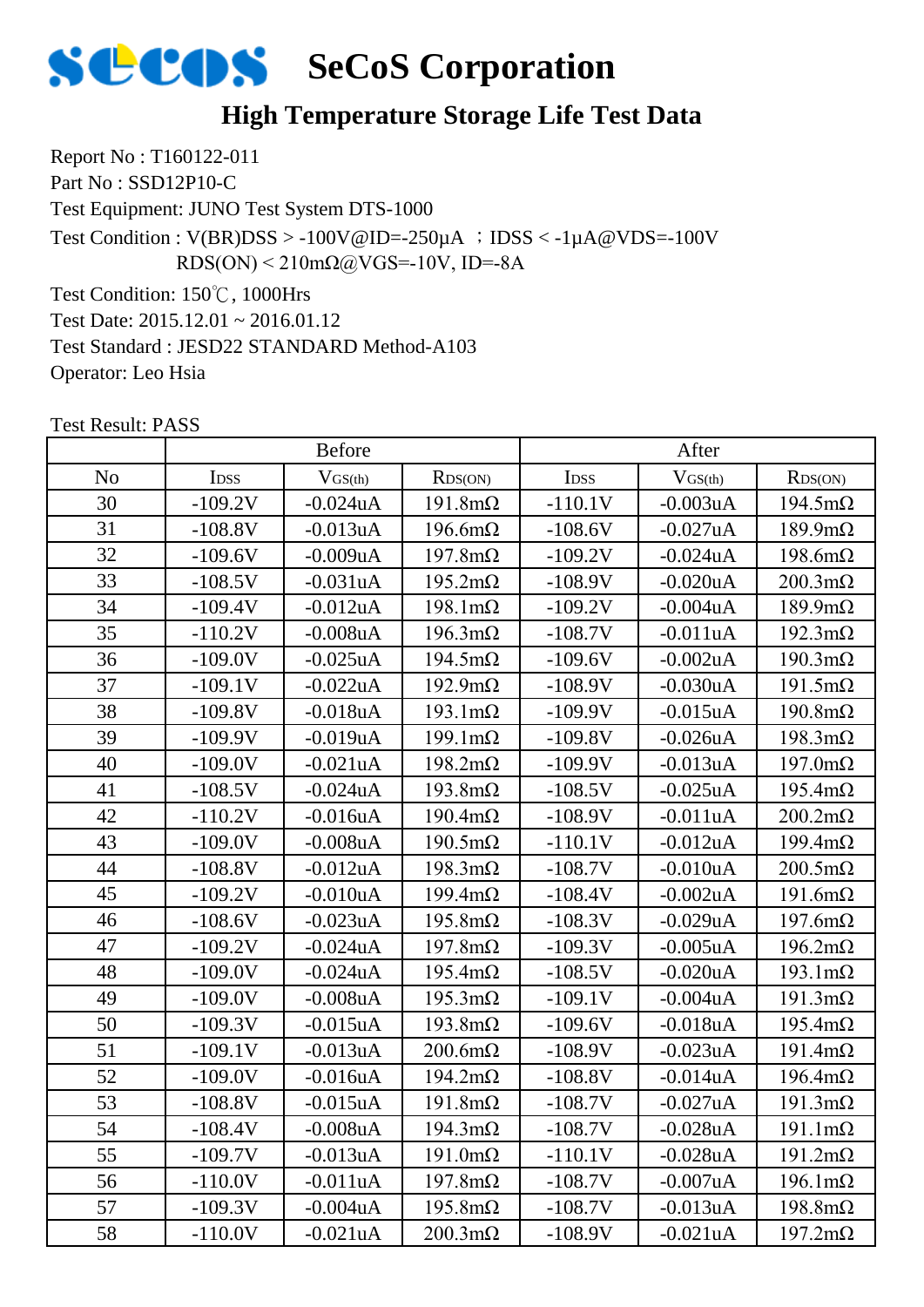# SeCoS Corporation

## High Temperature Storage Life Test Data

Report No : T160122-011
Part No : SSD12P10-C
Test Equipment: JUNO Test System DTS-1000
Test Condition : V(BR)DSS > -100V@ID=-250μA ；IDSS < -1μA@VDS=-100V
RDS(ON) < 210mΩ@VGS=-10V, ID=-8A
Test Condition: 150℃, 1000Hrs
Test Date: 2015.12.01 ~ 2016.01.12
Test Standard : JESD22 STANDARD Method-A103
Operator: Leo Hsia

Test Result: PASS

| | Before | | | After | | |
|---|---|---|---|---|---|---|
| No | $I_{DSS}$ | $V_{GS(th)}$ | $R_{DS(ON)}$ | $I_{DSS}$ | $V_{GS(th)}$ | $R_{DS(ON)}$ |
| 30 | -109.2V | -0.024uA | 191.8mΩ | -110.1V | -0.003uA | 194.5mΩ |
| 31 | -108.8V | -0.013uA | 196.6mΩ | -108.6V | -0.027uA | 189.9mΩ |
| 32 | -109.6V | -0.009uA | 197.8mΩ | -109.2V | -0.024uA | 198.6mΩ |
| 33 | -108.5V | -0.031uA | 195.2mΩ | -108.9V | -0.020uA | 200.3mΩ |
| 34 | -109.4V | -0.012uA | 198.1mΩ | -109.2V | -0.004uA | 189.9mΩ |
| 35 | -110.2V | -0.008uA | 196.3mΩ | -108.7V | -0.011uA | 192.3mΩ |
| 36 | -109.0V | -0.025uA | 194.5mΩ | -109.6V | -0.002uA | 190.3mΩ |
| 37 | -109.1V | -0.022uA | 192.9mΩ | -108.9V | -0.030uA | 191.5mΩ |
| 38 | -109.8V | -0.018uA | 193.1mΩ | -109.9V | -0.015uA | 190.8mΩ |
| 39 | -109.9V | -0.019uA | 199.1mΩ | -109.8V | -0.026uA | 198.3mΩ |
| 40 | -109.0V | -0.021uA | 198.2mΩ | -109.9V | -0.013uA | 197.0mΩ |
| 41 | -108.5V | -0.024uA | 193.8mΩ | -108.5V | -0.025uA | 195.4mΩ |
| 42 | -110.2V | -0.016uA | 190.4mΩ | -108.9V | -0.011uA | 200.2mΩ |
| 43 | -109.0V | -0.008uA | 190.5mΩ | -110.1V | -0.012uA | 199.4mΩ |
| 44 | -108.8V | -0.012uA | 198.3mΩ | -108.7V | -0.010uA | 200.5mΩ |
| 45 | -109.2V | -0.010uA | 199.4mΩ | -108.4V | -0.002uA | 191.6mΩ |
| 46 | -108.6V | -0.023uA | 195.8mΩ | -108.3V | -0.029uA | 197.6mΩ |
| 47 | -109.2V | -0.024uA | 197.8mΩ | -109.3V | -0.005uA | 196.2mΩ |
| 48 | -109.0V | -0.024uA | 195.4mΩ | -108.5V | -0.020uA | 193.1mΩ |
| 49 | -109.0V | -0.008uA | 195.3mΩ | -109.1V | -0.004uA | 191.3mΩ |
| 50 | -109.3V | -0.015uA | 193.8mΩ | -109.6V | -0.018uA | 195.4mΩ |
| 51 | -109.1V | -0.013uA | 200.6mΩ | -108.9V | -0.023uA | 191.4mΩ |
| 52 | -109.0V | -0.016uA | 194.2mΩ | -108.8V | -0.014uA | 196.4mΩ |
| 53 | -108.8V | -0.015uA | 191.8mΩ | -108.7V | -0.027uA | 191.3mΩ |
| 54 | -108.4V | -0.008uA | 194.3mΩ | -108.7V | -0.028uA | 191.1mΩ |
| 55 | -109.7V | -0.013uA | 191.0mΩ | -110.1V | -0.028uA | 191.2mΩ |
| 56 | -110.0V | -0.011uA | 197.8mΩ | -108.7V | -0.007uA | 196.1mΩ |
| 57 | -109.3V | -0.004uA | 195.8mΩ | -108.7V | -0.013uA | 198.8mΩ |
| 58 | -110.0V | -0.021uA | 200.3mΩ | -108.9V | -0.021uA | 197.2mΩ |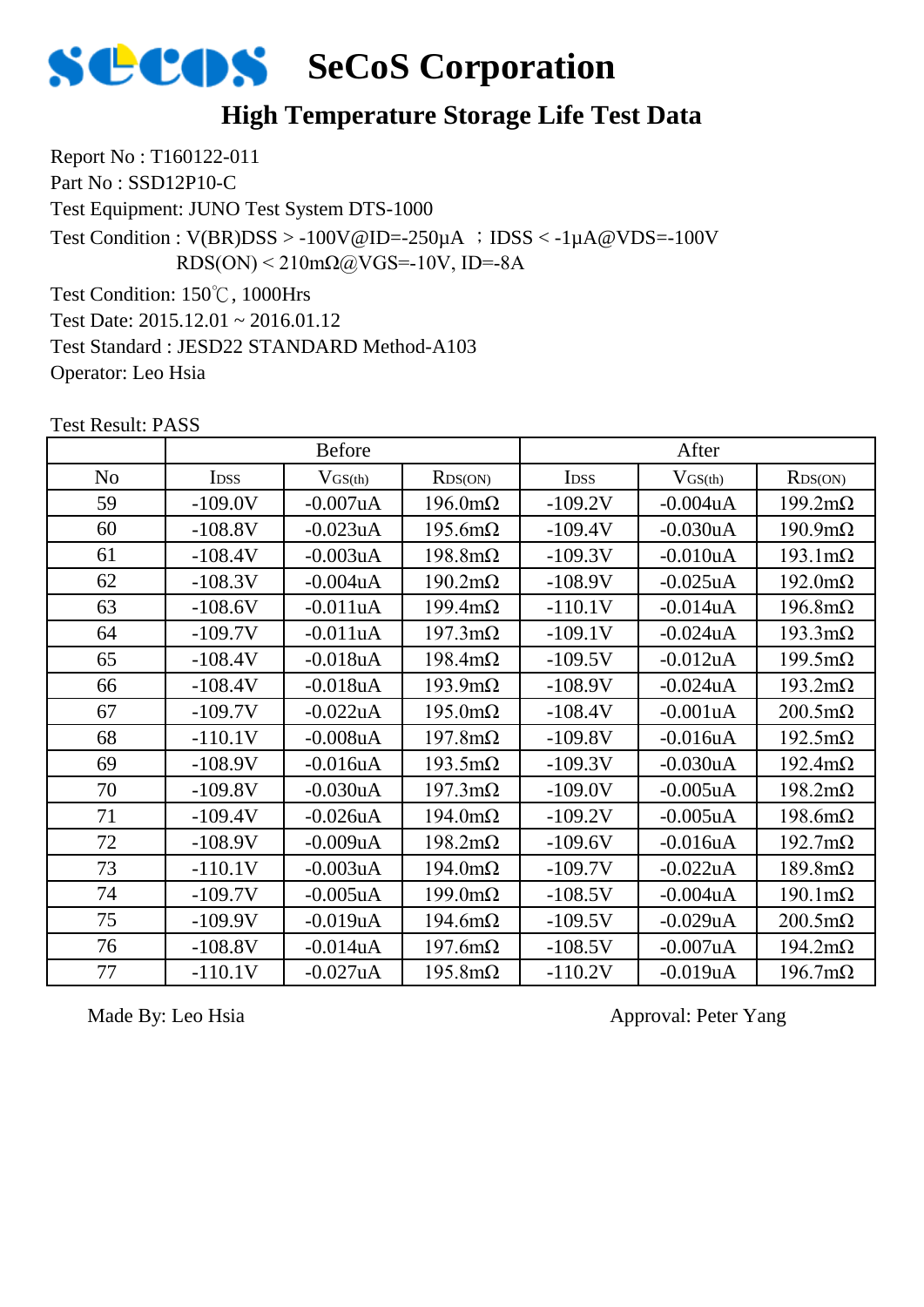# SeCoS Corporation

## High Temperature Storage Life Test Data

Report No : T160122-011

Part No : SSD12P10-C

Test Equipment: JUNO Test System DTS-1000

Test Condition : V(BR)DSS > -100V@ID=-250μA ；IDSS < -1μA@VDS=-100V
RDS(ON) < 210mΩ@VGS=-10V, ID=-8A

Test Condition: 150℃, 1000Hrs

Test Date: 2015.12.01 ~ 2016.01.12

Test Standard : JESD22 STANDARD Method-A103

Operator: Leo Hsia

Test Result: PASS

| | Before | | | After | | |
|---|---|---|---|---|---|---|
| No | $I_{DSS}$ | $V_{GS(th)}$ | $R_{DS(ON)}$ | $I_{DSS}$ | $V_{GS(th)}$ | $R_{DS(ON)}$ |
| 59 | -109.0V | -0.007uA | 196.0mΩ | -109.2V | -0.004uA | 199.2mΩ |
| 60 | -108.8V | -0.023uA | 195.6mΩ | -109.4V | -0.030uA | 190.9mΩ |
| 61 | -108.4V | -0.003uA | 198.8mΩ | -109.3V | -0.010uA | 193.1mΩ |
| 62 | -108.3V | -0.004uA | 190.2mΩ | -108.9V | -0.025uA | 192.0mΩ |
| 63 | -108.6V | -0.011uA | 199.4mΩ | -110.1V | -0.014uA | 196.8mΩ |
| 64 | -109.7V | -0.011uA | 197.3mΩ | -109.1V | -0.024uA | 193.3mΩ |
| 65 | -108.4V | -0.018uA | 198.4mΩ | -109.5V | -0.012uA | 199.5mΩ |
| 66 | -108.4V | -0.018uA | 193.9mΩ | -108.9V | -0.024uA | 193.2mΩ |
| 67 | -109.7V | -0.022uA | 195.0mΩ | -108.4V | -0.001uA | 200.5mΩ |
| 68 | -110.1V | -0.008uA | 197.8mΩ | -109.8V | -0.016uA | 192.5mΩ |
| 69 | -108.9V | -0.016uA | 193.5mΩ | -109.3V | -0.030uA | 192.4mΩ |
| 70 | -109.8V | -0.030uA | 197.3mΩ | -109.0V | -0.005uA | 198.2mΩ |
| 71 | -109.4V | -0.026uA | 194.0mΩ | -109.2V | -0.005uA | 198.6mΩ |
| 72 | -108.9V | -0.009uA | 198.2mΩ | -109.6V | -0.016uA | 192.7mΩ |
| 73 | -110.1V | -0.003uA | 194.0mΩ | -109.7V | -0.022uA | 189.8mΩ |
| 74 | -109.7V | -0.005uA | 199.0mΩ | -108.5V | -0.004uA | 190.1mΩ |
| 75 | -109.9V | -0.019uA | 194.6mΩ | -109.5V | -0.029uA | 200.5mΩ |
| 76 | -108.8V | -0.014uA | 197.6mΩ | -108.5V | -0.007uA | 194.2mΩ |
| 77 | -110.1V | -0.027uA | 195.8mΩ | -110.2V | -0.019uA | 196.7mΩ |

Made By: Leo Hsia

Approval: Peter Yang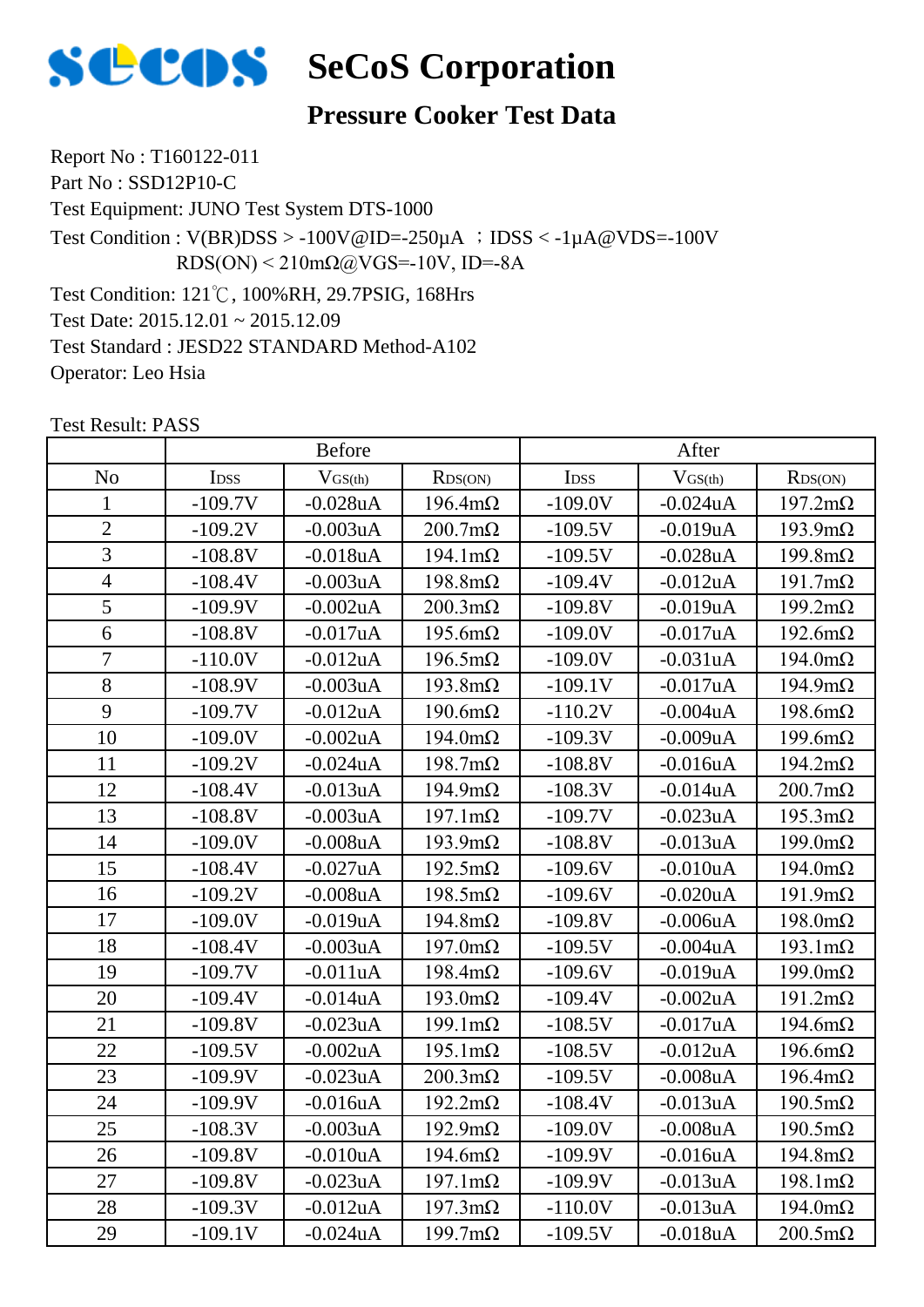# SeCoS Corporation

## Pressure Cooker Test Data

Report No : T160122-011

Part No : SSD12P10-C

Test Equipment: JUNO Test System DTS-1000

Test Condition : V(BR)DSS > -100V@ID=-250μA ；IDSS < -1μA@VDS=-100V
RDS(ON) < 210mΩ@VGS=-10V, ID=-8A

Test Condition: 121℃, 100%RH, 29.7PSIG, 168Hrs

Test Date: 2015.12.01 ~ 2015.12.09

Test Standard : JESD22 STANDARD Method-A102

Operator: Leo Hsia

Test Result: PASS

| | Before | | | After | | |
|---|---|---|---|---|---|---|
| No | $I_{DSS}$ | $V_{GS(th)}$ | $R_{DS(ON)}$ | $I_{DSS}$ | $V_{GS(th)}$ | $R_{DS(ON)}$ |
| 1 | -109.7V | -0.028uA | 196.4mΩ | -109.0V | -0.024uA | 197.2mΩ |
| 2 | -109.2V | -0.003uA | 200.7mΩ | -109.5V | -0.019uA | 193.9mΩ |
| 3 | -108.8V | -0.018uA | 194.1mΩ | -109.5V | -0.028uA | 199.8mΩ |
| 4 | -108.4V | -0.003uA | 198.8mΩ | -109.4V | -0.012uA | 191.7mΩ |
| 5 | -109.9V | -0.002uA | 200.3mΩ | -109.8V | -0.019uA | 199.2mΩ |
| 6 | -108.8V | -0.017uA | 195.6mΩ | -109.0V | -0.017uA | 192.6mΩ |
| 7 | -110.0V | -0.012uA | 196.5mΩ | -109.0V | -0.031uA | 194.0mΩ |
| 8 | -108.9V | -0.003uA | 193.8mΩ | -109.1V | -0.017uA | 194.9mΩ |
| 9 | -109.7V | -0.012uA | 190.6mΩ | -110.2V | -0.004uA | 198.6mΩ |
| 10 | -109.0V | -0.002uA | 194.0mΩ | -109.3V | -0.009uA | 199.6mΩ |
| 11 | -109.2V | -0.024uA | 198.7mΩ | -108.8V | -0.016uA | 194.2mΩ |
| 12 | -108.4V | -0.013uA | 194.9mΩ | -108.3V | -0.014uA | 200.7mΩ |
| 13 | -108.8V | -0.003uA | 197.1mΩ | -109.7V | -0.023uA | 195.3mΩ |
| 14 | -109.0V | -0.008uA | 193.9mΩ | -108.8V | -0.013uA | 199.0mΩ |
| 15 | -108.4V | -0.027uA | 192.5mΩ | -109.6V | -0.010uA | 194.0mΩ |
| 16 | -109.2V | -0.008uA | 198.5mΩ | -109.6V | -0.020uA | 191.9mΩ |
| 17 | -109.0V | -0.019uA | 194.8mΩ | -109.8V | -0.006uA | 198.0mΩ |
| 18 | -108.4V | -0.003uA | 197.0mΩ | -109.5V | -0.004uA | 193.1mΩ |
| 19 | -109.7V | -0.011uA | 198.4mΩ | -109.6V | -0.019uA | 199.0mΩ |
| 20 | -109.4V | -0.014uA | 193.0mΩ | -109.4V | -0.002uA | 191.2mΩ |
| 21 | -109.8V | -0.023uA | 199.1mΩ | -108.5V | -0.017uA | 194.6mΩ |
| 22 | -109.5V | -0.002uA | 195.1mΩ | -108.5V | -0.012uA | 196.6mΩ |
| 23 | -109.9V | -0.023uA | 200.3mΩ | -109.5V | -0.008uA | 196.4mΩ |
| 24 | -109.9V | -0.016uA | 192.2mΩ | -108.4V | -0.013uA | 190.5mΩ |
| 25 | -108.3V | -0.003uA | 192.9mΩ | -109.0V | -0.008uA | 190.5mΩ |
| 26 | -109.8V | -0.010uA | 194.6mΩ | -109.9V | -0.016uA | 194.8mΩ |
| 27 | -109.8V | -0.023uA | 197.1mΩ | -109.9V | -0.013uA | 198.1mΩ |
| 28 | -109.3V | -0.012uA | 197.3mΩ | -110.0V | -0.013uA | 194.0mΩ |
| 29 | -109.1V | -0.024uA | 199.7mΩ | -109.5V | -0.018uA | 200.5mΩ |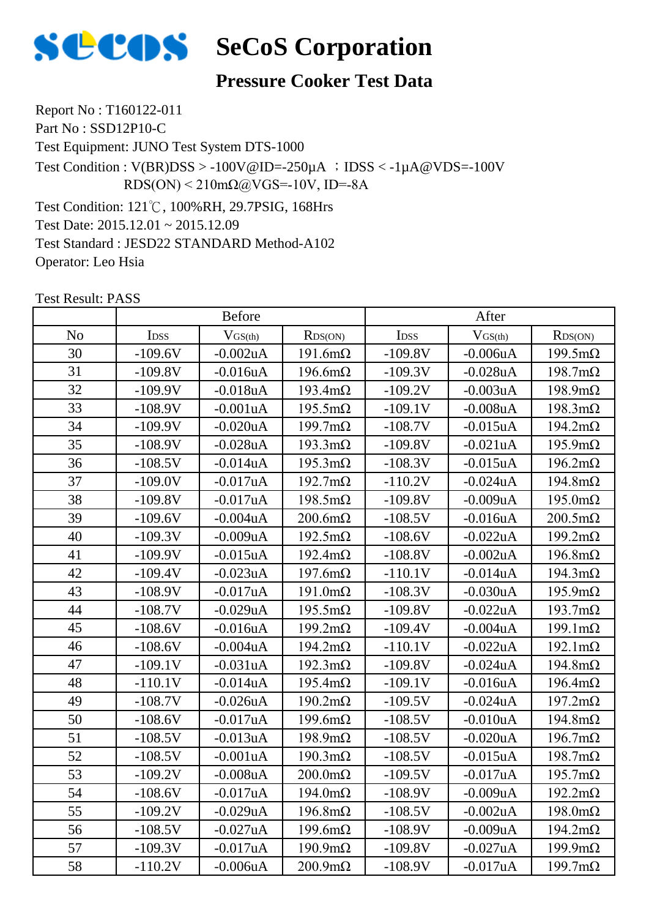# SeCoS Corporation

## Pressure Cooker Test Data

Report No : T160122-011
Part No : SSD12P10-C
Test Equipment: JUNO Test System DTS-1000
Test Condition : V(BR)DSS > -100V@ID=-250μA ；IDSS < -1μA@VDS=-100V
RDS(ON) < 210mΩ@VGS=-10V, ID=-8A
Test Condition: 121℃, 100%RH, 29.7PSIG, 168Hrs
Test Date: 2015.12.01 ~ 2015.12.09
Test Standard : JESD22 STANDARD Method-A102
Operator: Leo Hsia

Test Result: PASS

| | Before | | | After | | |
|---|---|---|---|---|---|---|
| No | $I_{DSS}$ | $V_{GS(th)}$ | $R_{DS(ON)}$ | $I_{DSS}$ | $V_{GS(th)}$ | $R_{DS(ON)}$ |
| 30 | -109.6V | -0.002uA | 191.6mΩ | -109.8V | -0.006uA | 199.5mΩ |
| 31 | -109.8V | -0.016uA | 196.6mΩ | -109.3V | -0.028uA | 198.7mΩ |
| 32 | -109.9V | -0.018uA | 193.4mΩ | -109.2V | -0.003uA | 198.9mΩ |
| 33 | -108.9V | -0.001uA | 195.5mΩ | -109.1V | -0.008uA | 198.3mΩ |
| 34 | -109.9V | -0.020uA | 199.7mΩ | -108.7V | -0.015uA | 194.2mΩ |
| 35 | -108.9V | -0.028uA | 193.3mΩ | -109.8V | -0.021uA | 195.9mΩ |
| 36 | -108.5V | -0.014uA | 195.3mΩ | -108.3V | -0.015uA | 196.2mΩ |
| 37 | -109.0V | -0.017uA | 192.7mΩ | -110.2V | -0.024uA | 194.8mΩ |
| 38 | -109.8V | -0.017uA | 198.5mΩ | -109.8V | -0.009uA | 195.0mΩ |
| 39 | -109.6V | -0.004uA | 200.6mΩ | -108.5V | -0.016uA | 200.5mΩ |
| 40 | -109.3V | -0.009uA | 192.5mΩ | -108.6V | -0.022uA | 199.2mΩ |
| 41 | -109.9V | -0.015uA | 192.4mΩ | -108.8V | -0.002uA | 196.8mΩ |
| 42 | -109.4V | -0.023uA | 197.6mΩ | -110.1V | -0.014uA | 194.3mΩ |
| 43 | -108.9V | -0.017uA | 191.0mΩ | -108.3V | -0.030uA | 195.9mΩ |
| 44 | -108.7V | -0.029uA | 195.5mΩ | -109.8V | -0.022uA | 193.7mΩ |
| 45 | -108.6V | -0.016uA | 199.2mΩ | -109.4V | -0.004uA | 199.1mΩ |
| 46 | -108.6V | -0.004uA | 194.2mΩ | -110.1V | -0.022uA | 192.1mΩ |
| 47 | -109.1V | -0.031uA | 192.3mΩ | -109.8V | -0.024uA | 194.8mΩ |
| 48 | -110.1V | -0.014uA | 195.4mΩ | -109.1V | -0.016uA | 196.4mΩ |
| 49 | -108.7V | -0.026uA | 190.2mΩ | -109.5V | -0.024uA | 197.2mΩ |
| 50 | -108.6V | -0.017uA | 199.6mΩ | -108.5V | -0.010uA | 194.8mΩ |
| 51 | -108.5V | -0.013uA | 198.9mΩ | -108.5V | -0.020uA | 196.7mΩ |
| 52 | -108.5V | -0.001uA | 190.3mΩ | -108.5V | -0.015uA | 198.7mΩ |
| 53 | -109.2V | -0.008uA | 200.0mΩ | -109.5V | -0.017uA | 195.7mΩ |
| 54 | -108.6V | -0.017uA | 194.0mΩ | -108.9V | -0.009uA | 192.2mΩ |
| 55 | -109.2V | -0.029uA | 196.8mΩ | -108.5V | -0.002uA | 198.0mΩ |
| 56 | -108.5V | -0.027uA | 199.6mΩ | -108.9V | -0.009uA | 194.2mΩ |
| 57 | -109.3V | -0.017uA | 190.9mΩ | -109.8V | -0.027uA | 199.9mΩ |
| 58 | -110.2V | -0.006uA | 200.9mΩ | -108.9V | -0.017uA | 199.7mΩ |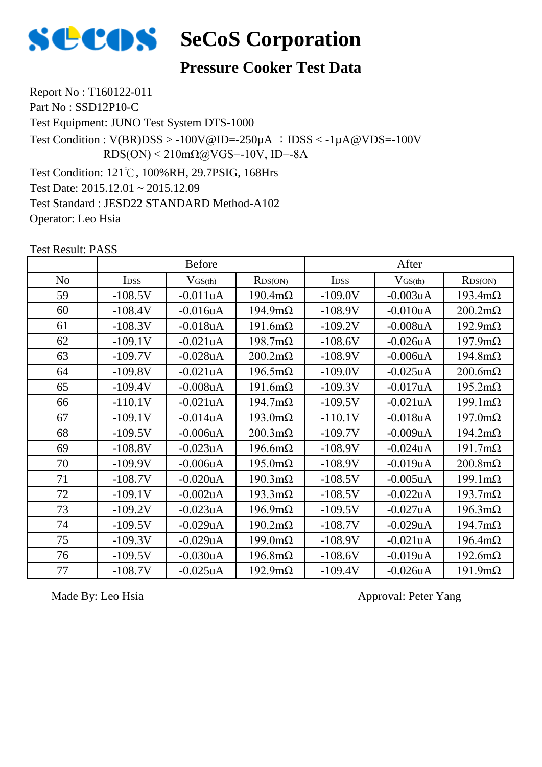# SeCoS Corporation

## Pressure Cooker Test Data

Report No : T160122-011

Part No : SSD12P10-C

Test Equipment: JUNO Test System DTS-1000

Test Condition : V(BR)DSS > -100V@ID=-250μA ；IDSS < -1μA@VDS=-100V
RDS(ON) < 210mΩ@VGS=-10V, ID=-8A

Test Condition: 121℃, 100%RH, 29.7PSIG, 168Hrs

Test Date: 2015.12.01 ~ 2015.12.09

Test Standard : JESD22 STANDARD Method-A102

Operator: Leo Hsia

Test Result: PASS

| | Before | | | After | | |
|---|---|---|---|---|---|---|
| No | $I_{DSS}$ | $V_{GS(th)}$ | $R_{DS(ON)}$ | $I_{DSS}$ | $V_{GS(th)}$ | $R_{DS(ON)}$ |
| 59 | -108.5V | -0.011uA | 190.4mΩ | -109.0V | -0.003uA | 193.4mΩ |
| 60 | -108.4V | -0.016uA | 194.9mΩ | -108.9V | -0.010uA | 200.2mΩ |
| 61 | -108.3V | -0.018uA | 191.6mΩ | -109.2V | -0.008uA | 192.9mΩ |
| 62 | -109.1V | -0.021uA | 198.7mΩ | -108.6V | -0.026uA | 197.9mΩ |
| 63 | -109.7V | -0.028uA | 200.2mΩ | -108.9V | -0.006uA | 194.8mΩ |
| 64 | -109.8V | -0.021uA | 196.5mΩ | -109.0V | -0.025uA | 200.6mΩ |
| 65 | -109.4V | -0.008uA | 191.6mΩ | -109.3V | -0.017uA | 195.2mΩ |
| 66 | -110.1V | -0.021uA | 194.7mΩ | -109.5V | -0.021uA | 199.1mΩ |
| 67 | -109.1V | -0.014uA | 193.0mΩ | -110.1V | -0.018uA | 197.0mΩ |
| 68 | -109.5V | -0.006uA | 200.3mΩ | -109.7V | -0.009uA | 194.2mΩ |
| 69 | -108.8V | -0.023uA | 196.6mΩ | -108.9V | -0.024uA | 191.7mΩ |
| 70 | -109.9V | -0.006uA | 195.0mΩ | -108.9V | -0.019uA | 200.8mΩ |
| 71 | -108.7V | -0.020uA | 190.3mΩ | -108.5V | -0.005uA | 199.1mΩ |
| 72 | -109.1V | -0.002uA | 193.3mΩ | -108.5V | -0.022uA | 193.7mΩ |
| 73 | -109.2V | -0.023uA | 196.9mΩ | -109.5V | -0.027uA | 196.3mΩ |
| 74 | -109.5V | -0.029uA | 190.2mΩ | -108.7V | -0.029uA | 194.7mΩ |
| 75 | -109.3V | -0.029uA | 199.0mΩ | -108.9V | -0.021uA | 196.4mΩ |
| 76 | -109.5V | -0.030uA | 196.8mΩ | -108.6V | -0.019uA | 192.6mΩ |
| 77 | -108.7V | -0.025uA | 192.9mΩ | -109.4V | -0.026uA | 191.9mΩ |

Made By: Leo Hsia

Approval: Peter Yang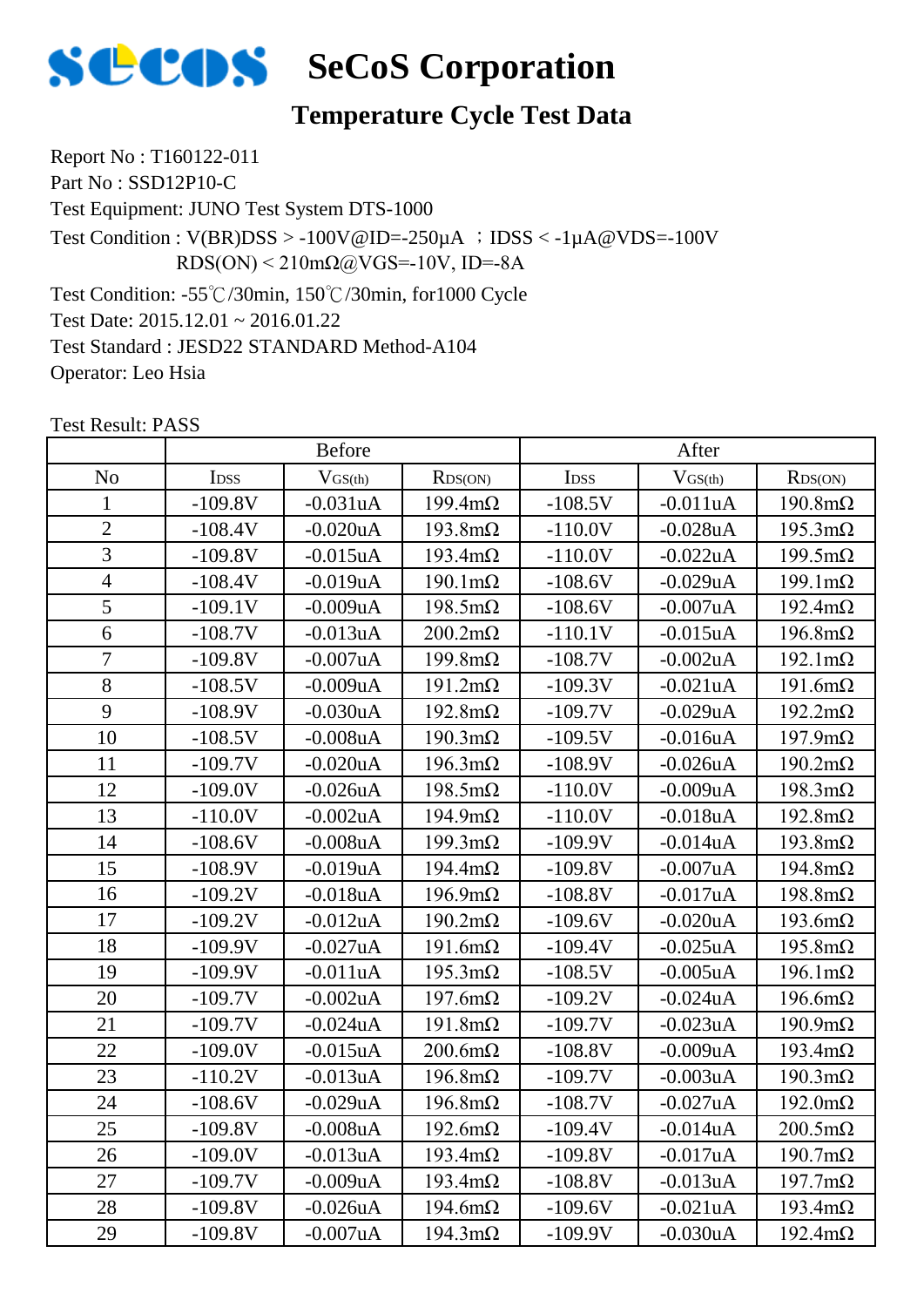# SeCoS Corporation

## Temperature Cycle Test Data

Report No : T160122-011
Part No : SSD12P10-C
Test Equipment: JUNO Test System DTS-1000
Test Condition : V(BR)DSS > -100V@ID=-250μA ；IDSS < -1μA@VDS=-100V
RDS(ON) < 210mΩ@VGS=-10V, ID=-8A
Test Condition: -55℃/30min, 150℃/30min, for1000 Cycle
Test Date: 2015.12.01 ~ 2016.01.22
Test Standard : JESD22 STANDARD Method-A104
Operator: Leo Hsia

Test Result: PASS

| | Before | | | After | | |
|---|---|---|---|---|---|---|
| No | $I_{DSS}$ | $V_{GS(th)}$ | $R_{DS(ON)}$ | $I_{DSS}$ | $V_{GS(th)}$ | $R_{DS(ON)}$ |
| 1 | -109.8V | -0.031uA | 199.4mΩ | -108.5V | -0.011uA | 190.8mΩ |
| 2 | -108.4V | -0.020uA | 193.8mΩ | -110.0V | -0.028uA | 195.3mΩ |
| 3 | -109.8V | -0.015uA | 193.4mΩ | -110.0V | -0.022uA | 199.5mΩ |
| 4 | -108.4V | -0.019uA | 190.1mΩ | -108.6V | -0.029uA | 199.1mΩ |
| 5 | -109.1V | -0.009uA | 198.5mΩ | -108.6V | -0.007uA | 192.4mΩ |
| 6 | -108.7V | -0.013uA | 200.2mΩ | -110.1V | -0.015uA | 196.8mΩ |
| 7 | -109.8V | -0.007uA | 199.8mΩ | -108.7V | -0.002uA | 192.1mΩ |
| 8 | -108.5V | -0.009uA | 191.2mΩ | -109.3V | -0.021uA | 191.6mΩ |
| 9 | -108.9V | -0.030uA | 192.8mΩ | -109.7V | -0.029uA | 192.2mΩ |
| 10 | -108.5V | -0.008uA | 190.3mΩ | -109.5V | -0.016uA | 197.9mΩ |
| 11 | -109.7V | -0.020uA | 196.3mΩ | -108.9V | -0.026uA | 190.2mΩ |
| 12 | -109.0V | -0.026uA | 198.5mΩ | -110.0V | -0.009uA | 198.3mΩ |
| 13 | -110.0V | -0.002uA | 194.9mΩ | -110.0V | -0.018uA | 192.8mΩ |
| 14 | -108.6V | -0.008uA | 199.3mΩ | -109.9V | -0.014uA | 193.8mΩ |
| 15 | -108.9V | -0.019uA | 194.4mΩ | -109.8V | -0.007uA | 194.8mΩ |
| 16 | -109.2V | -0.018uA | 196.9mΩ | -108.8V | -0.017uA | 198.8mΩ |
| 17 | -109.2V | -0.012uA | 190.2mΩ | -109.6V | -0.020uA | 193.6mΩ |
| 18 | -109.9V | -0.027uA | 191.6mΩ | -109.4V | -0.025uA | 195.8mΩ |
| 19 | -109.9V | -0.011uA | 195.3mΩ | -108.5V | -0.005uA | 196.1mΩ |
| 20 | -109.7V | -0.002uA | 197.6mΩ | -109.2V | -0.024uA | 196.6mΩ |
| 21 | -109.7V | -0.024uA | 191.8mΩ | -109.7V | -0.023uA | 190.9mΩ |
| 22 | -109.0V | -0.015uA | 200.6mΩ | -108.8V | -0.009uA | 193.4mΩ |
| 23 | -110.2V | -0.013uA | 196.8mΩ | -109.7V | -0.003uA | 190.3mΩ |
| 24 | -108.6V | -0.029uA | 196.8mΩ | -108.7V | -0.027uA | 192.0mΩ |
| 25 | -109.8V | -0.008uA | 192.6mΩ | -109.4V | -0.014uA | 200.5mΩ |
| 26 | -109.0V | -0.013uA | 193.4mΩ | -109.8V | -0.017uA | 190.7mΩ |
| 27 | -109.7V | -0.009uA | 193.4mΩ | -108.8V | -0.013uA | 197.7mΩ |
| 28 | -109.8V | -0.026uA | 194.6mΩ | -109.6V | -0.021uA | 193.4mΩ |
| 29 | -109.8V | -0.007uA | 194.3mΩ | -109.9V | -0.030uA | 192.4mΩ |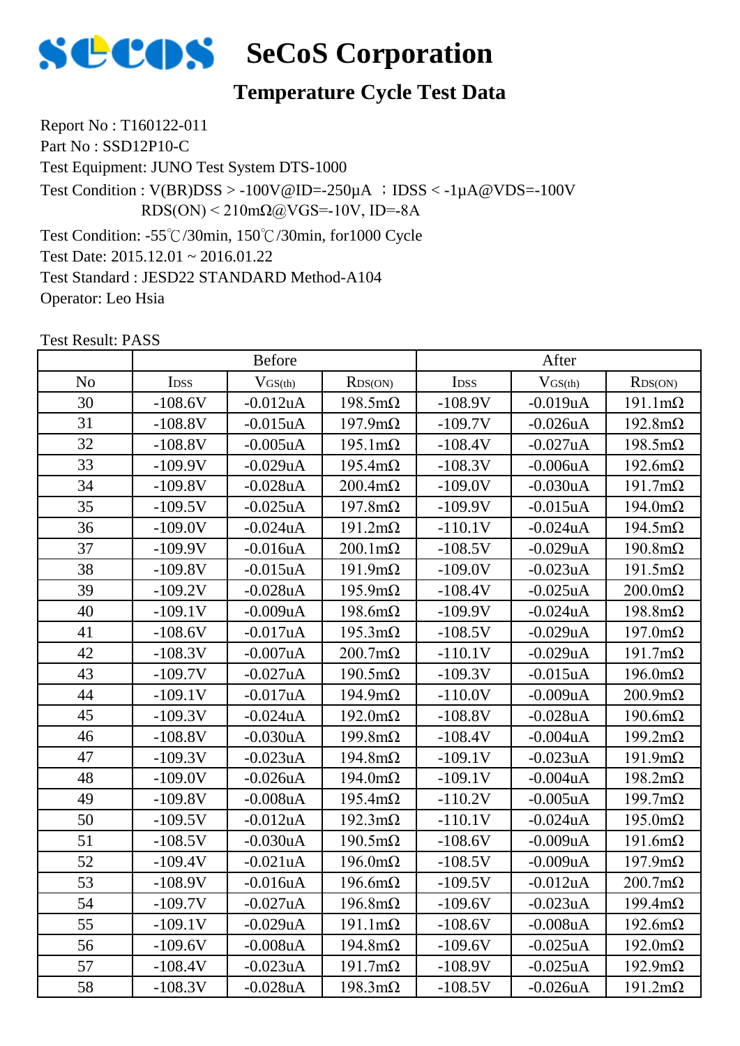# SeCoS Corporation

## Temperature Cycle Test Data

Report No : T160122-011
Part No : SSD12P10-C
Test Equipment: JUNO Test System DTS-1000
Test Condition : V(BR)DSS > -100V@ID=-250μA ；IDSS < -1μA@VDS=-100V
RDS(ON) < 210mΩ@VGS=-10V, ID=-8A
Test Condition: -55℃/30min, 150℃/30min, for1000 Cycle
Test Date: 2015.12.01 ~ 2016.01.22
Test Standard : JESD22 STANDARD Method-A104
Operator: Leo Hsia

Test Result: PASS

| | Before | | | After | | |
|---|---|---|---|---|---|---|
| No | $I_{DSS}$ | $V_{GS(th)}$ | $R_{DS(ON)}$ | $I_{DSS}$ | $V_{GS(th)}$ | $R_{DS(ON)}$ |
| 30 | -108.6V | -0.012uA | 198.5mΩ | -108.9V | -0.019uA | 191.1mΩ |
| 31 | -108.8V | -0.015uA | 197.9mΩ | -109.7V | -0.026uA | 192.8mΩ |
| 32 | -108.8V | -0.005uA | 195.1mΩ | -108.4V | -0.027uA | 198.5mΩ |
| 33 | -109.9V | -0.029uA | 195.4mΩ | -108.3V | -0.006uA | 192.6mΩ |
| 34 | -109.8V | -0.028uA | 200.4mΩ | -109.0V | -0.030uA | 191.7mΩ |
| 35 | -109.5V | -0.025uA | 197.8mΩ | -109.9V | -0.015uA | 194.0mΩ |
| 36 | -109.0V | -0.024uA | 191.2mΩ | -110.1V | -0.024uA | 194.5mΩ |
| 37 | -109.9V | -0.016uA | 200.1mΩ | -108.5V | -0.029uA | 190.8mΩ |
| 38 | -109.8V | -0.015uA | 191.9mΩ | -109.0V | -0.023uA | 191.5mΩ |
| 39 | -109.2V | -0.028uA | 195.9mΩ | -108.4V | -0.025uA | 200.0mΩ |
| 40 | -109.1V | -0.009uA | 198.6mΩ | -109.9V | -0.024uA | 198.8mΩ |
| 41 | -108.6V | -0.017uA | 195.3mΩ | -108.5V | -0.029uA | 197.0mΩ |
| 42 | -108.3V | -0.007uA | 200.7mΩ | -110.1V | -0.029uA | 191.7mΩ |
| 43 | -109.7V | -0.027uA | 190.5mΩ | -109.3V | -0.015uA | 196.0mΩ |
| 44 | -109.1V | -0.017uA | 194.9mΩ | -110.0V | -0.009uA | 200.9mΩ |
| 45 | -109.3V | -0.024uA | 192.0mΩ | -108.8V | -0.028uA | 190.6mΩ |
| 46 | -108.8V | -0.030uA | 199.8mΩ | -108.4V | -0.004uA | 199.2mΩ |
| 47 | -109.3V | -0.023uA | 194.8mΩ | -109.1V | -0.023uA | 191.9mΩ |
| 48 | -109.0V | -0.026uA | 194.0mΩ | -109.1V | -0.004uA | 198.2mΩ |
| 49 | -109.8V | -0.008uA | 195.4mΩ | -110.2V | -0.005uA | 199.7mΩ |
| 50 | -109.5V | -0.012uA | 192.3mΩ | -110.1V | -0.024uA | 195.0mΩ |
| 51 | -108.5V | -0.030uA | 190.5mΩ | -108.6V | -0.009uA | 191.6mΩ |
| 52 | -109.4V | -0.021uA | 196.0mΩ | -108.5V | -0.009uA | 197.9mΩ |
| 53 | -108.9V | -0.016uA | 196.6mΩ | -109.5V | -0.012uA | 200.7mΩ |
| 54 | -109.7V | -0.027uA | 196.8mΩ | -109.6V | -0.023uA | 199.4mΩ |
| 55 | -109.1V | -0.029uA | 191.1mΩ | -108.6V | -0.008uA | 192.6mΩ |
| 56 | -109.6V | -0.008uA | 194.8mΩ | -109.6V | -0.025uA | 192.0mΩ |
| 57 | -108.4V | -0.023uA | 191.7mΩ | -108.9V | -0.025uA | 192.9mΩ |
| 58 | -108.3V | -0.028uA | 198.3mΩ | -108.5V | -0.026uA | 191.2mΩ |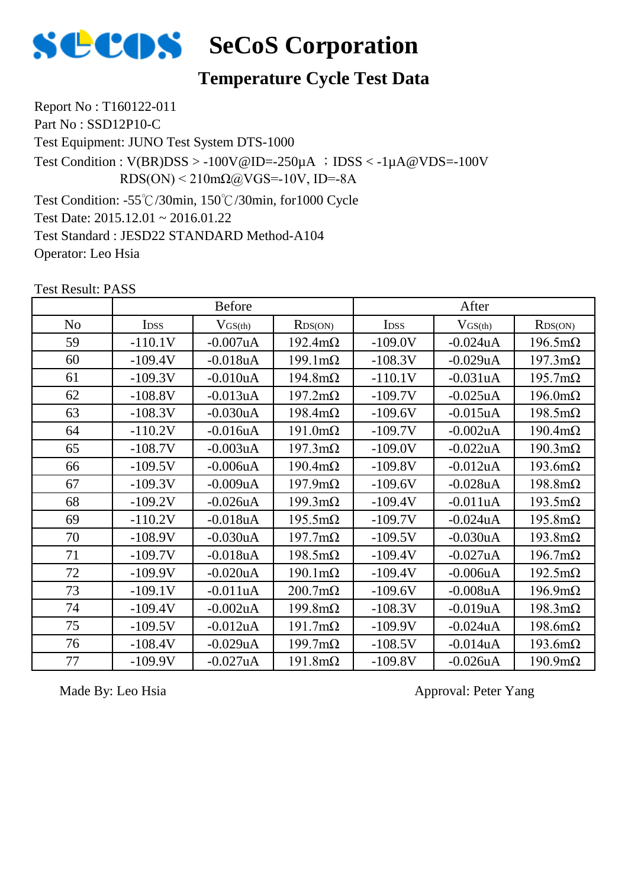# SeCoS Corporation

## Temperature Cycle Test Data

Report No : T160122-011
Part No : SSD12P10-C
Test Equipment: JUNO Test System DTS-1000
Test Condition : V(BR)DSS > -100V@ID=-250μA ；IDSS < -1μA@VDS=-100V
RDS(ON) < 210mΩ@VGS=-10V, ID=-8A
Test Condition: -55℃/30min, 150℃/30min, for1000 Cycle
Test Date: 2015.12.01 ~ 2016.01.22
Test Standard : JESD22 STANDARD Method-A104
Operator: Leo Hsia

Test Result: PASS

| | Before | | | After | | |
|---|---|---|---|---|---|---|
| No | $I_{DSS}$ | $V_{GS(th)}$ | $R_{DS(ON)}$ | $I_{DSS}$ | $V_{GS(th)}$ | $R_{DS(ON)}$ |
| 59 | -110.1V | -0.007uA | 192.4mΩ | -109.0V | -0.024uA | 196.5mΩ |
| 60 | -109.4V | -0.018uA | 199.1mΩ | -108.3V | -0.029uA | 197.3mΩ |
| 61 | -109.3V | -0.010uA | 194.8mΩ | -110.1V | -0.031uA | 195.7mΩ |
| 62 | -108.8V | -0.013uA | 197.2mΩ | -109.7V | -0.025uA | 196.0mΩ |
| 63 | -108.3V | -0.030uA | 198.4mΩ | -109.6V | -0.015uA | 198.5mΩ |
| 64 | -110.2V | -0.016uA | 191.0mΩ | -109.7V | -0.002uA | 190.4mΩ |
| 65 | -108.7V | -0.003uA | 197.3mΩ | -109.0V | -0.022uA | 190.3mΩ |
| 66 | -109.5V | -0.006uA | 190.4mΩ | -109.8V | -0.012uA | 193.6mΩ |
| 67 | -109.3V | -0.009uA | 197.9mΩ | -109.6V | -0.028uA | 198.8mΩ |
| 68 | -109.2V | -0.026uA | 199.3mΩ | -109.4V | -0.011uA | 193.5mΩ |
| 69 | -110.2V | -0.018uA | 195.5mΩ | -109.7V | -0.024uA | 195.8mΩ |
| 70 | -108.9V | -0.030uA | 197.7mΩ | -109.5V | -0.030uA | 193.8mΩ |
| 71 | -109.7V | -0.018uA | 198.5mΩ | -109.4V | -0.027uA | 196.7mΩ |
| 72 | -109.9V | -0.020uA | 190.1mΩ | -109.4V | -0.006uA | 192.5mΩ |
| 73 | -109.1V | -0.011uA | 200.7mΩ | -109.6V | -0.008uA | 196.9mΩ |
| 74 | -109.4V | -0.002uA | 199.8mΩ | -108.3V | -0.019uA | 198.3mΩ |
| 75 | -109.5V | -0.012uA | 191.7mΩ | -109.9V | -0.024uA | 198.6mΩ |
| 76 | -108.4V | -0.029uA | 199.7mΩ | -108.5V | -0.014uA | 193.6mΩ |
| 77 | -109.9V | -0.027uA | 191.8mΩ | -109.8V | -0.026uA | 190.9mΩ |

Made By: Leo Hsia

Approval: Peter Yang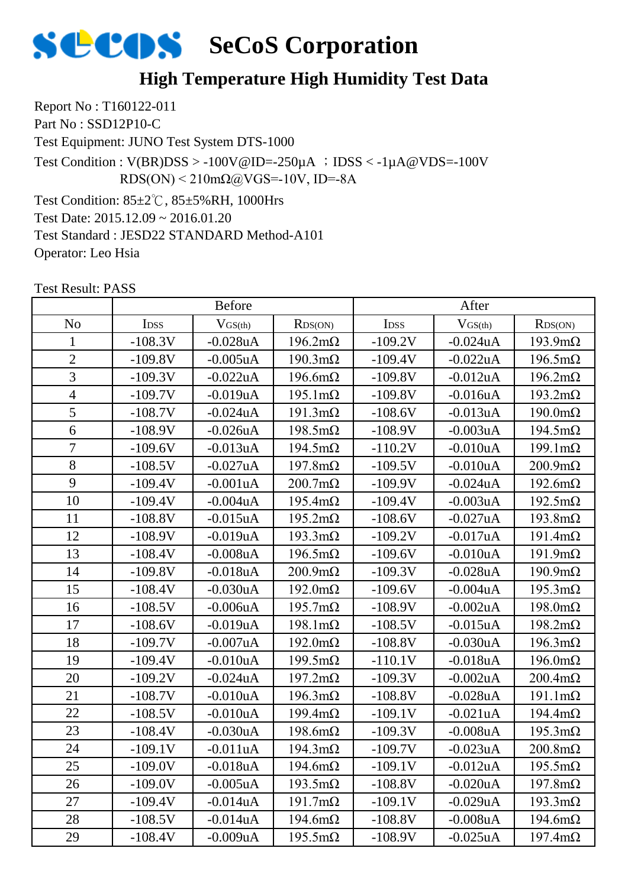# SeCoS Corporation

## High Temperature High Humidity Test Data

Report No : T160122-011

Part No : SSD12P10-C

Test Equipment: JUNO Test System DTS-1000

Test Condition : V(BR)DSS > -100V@ID=-250μA ；IDSS < -1μA@VDS=-100V
RDS(ON) < 210mΩ@VGS=-10V, ID=-8A

Test Condition: 85±2℃, 85±5%RH, 1000Hrs

Test Date: 2015.12.09 ~ 2016.01.20

Test Standard : JESD22 STANDARD Method-A101

Operator: Leo Hsia

Test Result: PASS

| | Before | | | After | | |
|---|---|---|---|---|---|---|
| No | $I_{DSS}$ | $V_{GS(th)}$ | $R_{DS(ON)}$ | $I_{DSS}$ | $V_{GS(th)}$ | $R_{DS(ON)}$ |
| 1 | -108.3V | -0.028uA | 196.2mΩ | -109.2V | -0.024uA | 193.9mΩ |
| 2 | -109.8V | -0.005uA | 190.3mΩ | -109.4V | -0.022uA | 196.5mΩ |
| 3 | -109.3V | -0.022uA | 196.6mΩ | -109.8V | -0.012uA | 196.2mΩ |
| 4 | -109.7V | -0.019uA | 195.1mΩ | -109.8V | -0.016uA | 193.2mΩ |
| 5 | -108.7V | -0.024uA | 191.3mΩ | -108.6V | -0.013uA | 190.0mΩ |
| 6 | -108.9V | -0.026uA | 198.5mΩ | -108.9V | -0.003uA | 194.5mΩ |
| 7 | -109.6V | -0.013uA | 194.5mΩ | -110.2V | -0.010uA | 199.1mΩ |
| 8 | -108.5V | -0.027uA | 197.8mΩ | -109.5V | -0.010uA | 200.9mΩ |
| 9 | -109.4V | -0.001uA | 200.7mΩ | -109.9V | -0.024uA | 192.6mΩ |
| 10 | -109.4V | -0.004uA | 195.4mΩ | -109.4V | -0.003uA | 192.5mΩ |
| 11 | -108.8V | -0.015uA | 195.2mΩ | -108.6V | -0.027uA | 193.8mΩ |
| 12 | -108.9V | -0.019uA | 193.3mΩ | -109.2V | -0.017uA | 191.4mΩ |
| 13 | -108.4V | -0.008uA | 196.5mΩ | -109.6V | -0.010uA | 191.9mΩ |
| 14 | -109.8V | -0.018uA | 200.9mΩ | -109.3V | -0.028uA | 190.9mΩ |
| 15 | -108.4V | -0.030uA | 192.0mΩ | -109.6V | -0.004uA | 195.3mΩ |
| 16 | -108.5V | -0.006uA | 195.7mΩ | -108.9V | -0.002uA | 198.0mΩ |
| 17 | -108.6V | -0.019uA | 198.1mΩ | -108.5V | -0.015uA | 198.2mΩ |
| 18 | -109.7V | -0.007uA | 192.0mΩ | -108.8V | -0.030uA | 196.3mΩ |
| 19 | -109.4V | -0.010uA | 199.5mΩ | -110.1V | -0.018uA | 196.0mΩ |
| 20 | -109.2V | -0.024uA | 197.2mΩ | -109.3V | -0.002uA | 200.4mΩ |
| 21 | -108.7V | -0.010uA | 196.3mΩ | -108.8V | -0.028uA | 191.1mΩ |
| 22 | -108.5V | -0.010uA | 199.4mΩ | -109.1V | -0.021uA | 194.4mΩ |
| 23 | -108.4V | -0.030uA | 198.6mΩ | -109.3V | -0.008uA | 195.3mΩ |
| 24 | -109.1V | -0.011uA | 194.3mΩ | -109.7V | -0.023uA | 200.8mΩ |
| 25 | -109.0V | -0.018uA | 194.6mΩ | -109.1V | -0.012uA | 195.5mΩ |
| 26 | -109.0V | -0.005uA | 193.5mΩ | -108.8V | -0.020uA | 197.8mΩ |
| 27 | -109.4V | -0.014uA | 191.7mΩ | -109.1V | -0.029uA | 193.3mΩ |
| 28 | -108.5V | -0.014uA | 194.6mΩ | -108.8V | -0.008uA | 194.6mΩ |
| 29 | -108.4V | -0.009uA | 195.5mΩ | -108.9V | -0.025uA | 197.4mΩ |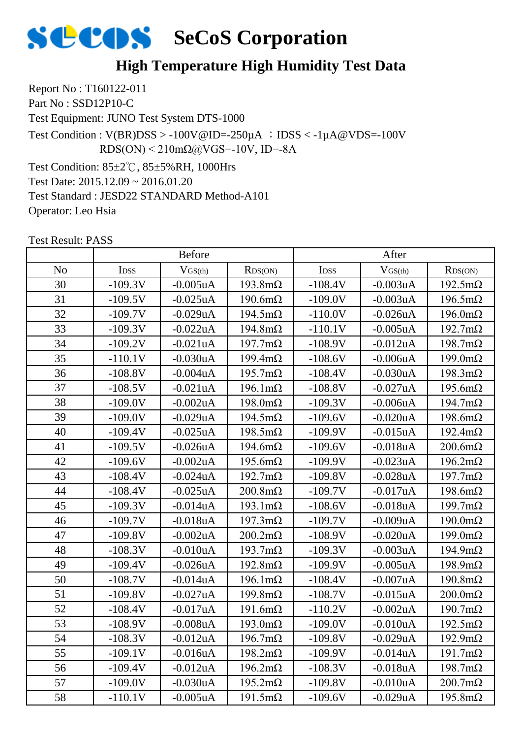# SeCoS Corporation

## High Temperature High Humidity Test Data

Report No : T160122-011
Part No : SSD12P10-C
Test Equipment: JUNO Test System DTS-1000
Test Condition : V(BR)DSS > -100V@ID=-250μA ；IDSS < -1μA@VDS=-100V
RDS(ON) < 210mΩ@VGS=-10V, ID=-8A
Test Condition: 85±2℃, 85±5%RH, 1000Hrs
Test Date: 2015.12.09 ~ 2016.01.20
Test Standard : JESD22 STANDARD Method-A101
Operator: Leo Hsia

Test Result: PASS

| | Before | | | After | | |
|---|---|---|---|---|---|---|
| No | $I_{DSS}$ | $V_{GS(th)}$ | $R_{DS(ON)}$ | $I_{DSS}$ | $V_{GS(th)}$ | $R_{DS(ON)}$ |
| 30 | -109.3V | -0.005uA | 193.8mΩ | -108.4V | -0.003uA | 192.5mΩ |
| 31 | -109.5V | -0.025uA | 190.6mΩ | -109.0V | -0.003uA | 196.5mΩ |
| 32 | -109.7V | -0.029uA | 194.5mΩ | -110.0V | -0.026uA | 196.0mΩ |
| 33 | -109.3V | -0.022uA | 194.8mΩ | -110.1V | -0.005uA | 192.7mΩ |
| 34 | -109.2V | -0.021uA | 197.7mΩ | -108.9V | -0.012uA | 198.7mΩ |
| 35 | -110.1V | -0.030uA | 199.4mΩ | -108.6V | -0.006uA | 199.0mΩ |
| 36 | -108.8V | -0.004uA | 195.7mΩ | -108.4V | -0.030uA | 198.3mΩ |
| 37 | -108.5V | -0.021uA | 196.1mΩ | -108.8V | -0.027uA | 195.6mΩ |
| 38 | -109.0V | -0.002uA | 198.0mΩ | -109.3V | -0.006uA | 194.7mΩ |
| 39 | -109.0V | -0.029uA | 194.5mΩ | -109.6V | -0.020uA | 198.6mΩ |
| 40 | -109.4V | -0.025uA | 198.5mΩ | -109.9V | -0.015uA | 192.4mΩ |
| 41 | -109.5V | -0.026uA | 194.6mΩ | -109.6V | -0.018uA | 200.6mΩ |
| 42 | -109.6V | -0.002uA | 195.6mΩ | -109.9V | -0.023uA | 196.2mΩ |
| 43 | -108.4V | -0.024uA | 192.7mΩ | -109.8V | -0.028uA | 197.7mΩ |
| 44 | -108.4V | -0.025uA | 200.8mΩ | -109.7V | -0.017uA | 198.6mΩ |
| 45 | -109.3V | -0.014uA | 193.1mΩ | -108.6V | -0.018uA | 199.7mΩ |
| 46 | -109.7V | -0.018uA | 197.3mΩ | -109.7V | -0.009uA | 190.0mΩ |
| 47 | -109.8V | -0.002uA | 200.2mΩ | -108.9V | -0.020uA | 199.0mΩ |
| 48 | -108.3V | -0.010uA | 193.7mΩ | -109.3V | -0.003uA | 194.9mΩ |
| 49 | -109.4V | -0.026uA | 192.8mΩ | -109.9V | -0.005uA | 198.9mΩ |
| 50 | -108.7V | -0.014uA | 196.1mΩ | -108.4V | -0.007uA | 190.8mΩ |
| 51 | -109.8V | -0.027uA | 199.8mΩ | -108.7V | -0.015uA | 200.0mΩ |
| 52 | -108.4V | -0.017uA | 191.6mΩ | -110.2V | -0.002uA | 190.7mΩ |
| 53 | -108.9V | -0.008uA | 193.0mΩ | -109.0V | -0.010uA | 192.5mΩ |
| 54 | -108.3V | -0.012uA | 196.7mΩ | -109.8V | -0.029uA | 192.9mΩ |
| 55 | -109.1V | -0.016uA | 198.2mΩ | -109.9V | -0.014uA | 191.7mΩ |
| 56 | -109.4V | -0.012uA | 196.2mΩ | -108.3V | -0.018uA | 198.7mΩ |
| 57 | -109.0V | -0.030uA | 195.2mΩ | -109.8V | -0.010uA | 200.7mΩ |
| 58 | -110.1V | -0.005uA | 191.5mΩ | -109.6V | -0.029uA | 195.8mΩ |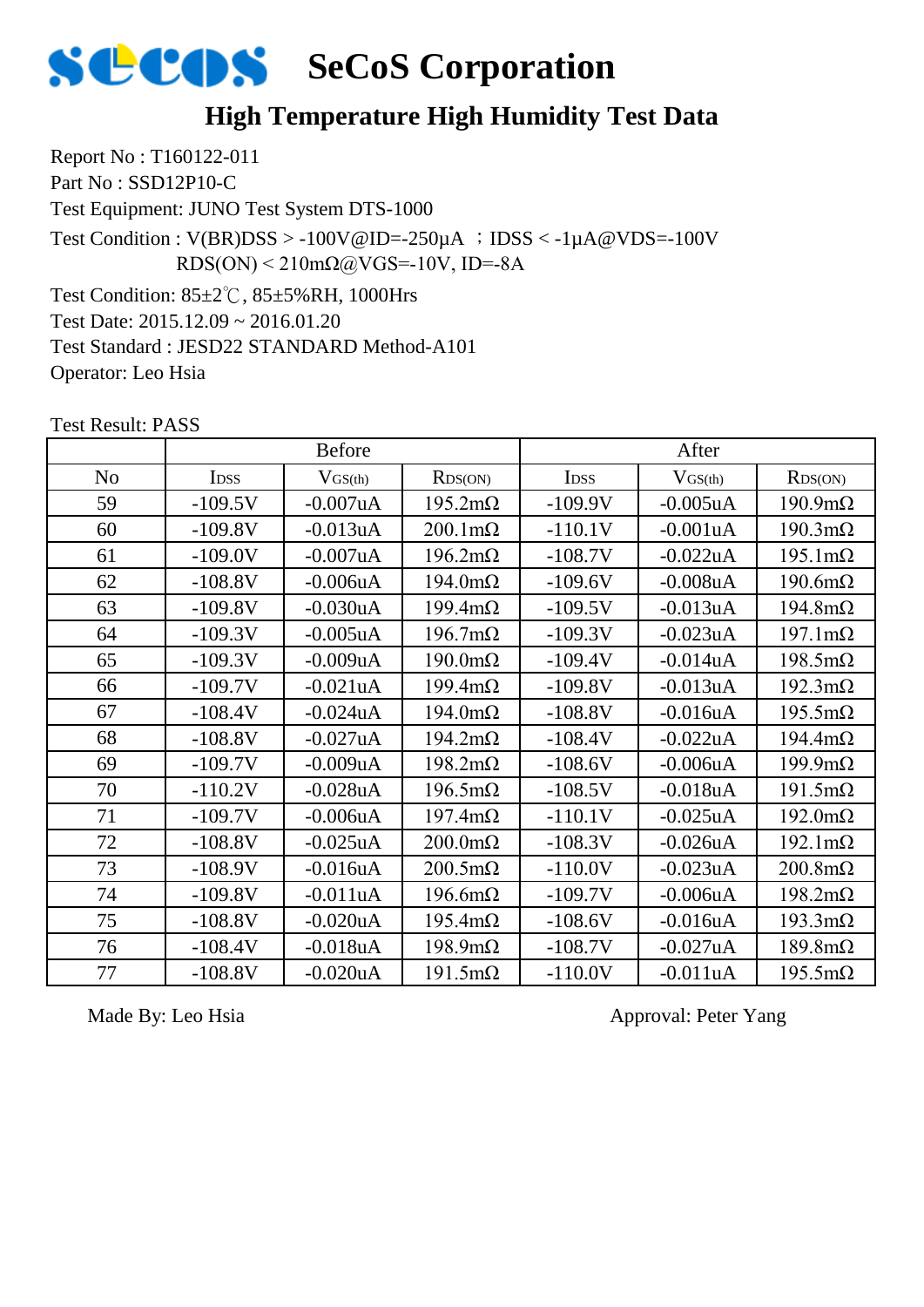# SeCoS Corporation

## High Temperature High Humidity Test Data

Report No : T160122-011

Part No : SSD12P10-C

Test Equipment: JUNO Test System DTS-1000

Test Condition : V(BR)DSS > -100V@ID=-250μA ；IDSS < -1μA@VDS=-100V
RDS(ON) < 210mΩ@VGS=-10V, ID=-8A

Test Condition: 85±2℃, 85±5%RH, 1000Hrs

Test Date: 2015.12.09 ~ 2016.01.20

Test Standard : JESD22 STANDARD Method-A101

Operator: Leo Hsia

Test Result: PASS

| | Before | | | After | | |
|---|---|---|---|---|---|---|
| No | $I_{DSS}$ | $V_{GS(th)}$ | $R_{DS(ON)}$ | $I_{DSS}$ | $V_{GS(th)}$ | $R_{DS(ON)}$ |
| 59 | -109.5V | -0.007uA | 195.2mΩ | -109.9V | -0.005uA | 190.9mΩ |
| 60 | -109.8V | -0.013uA | 200.1mΩ | -110.1V | -0.001uA | 190.3mΩ |
| 61 | -109.0V | -0.007uA | 196.2mΩ | -108.7V | -0.022uA | 195.1mΩ |
| 62 | -108.8V | -0.006uA | 194.0mΩ | -109.6V | -0.008uA | 190.6mΩ |
| 63 | -109.8V | -0.030uA | 199.4mΩ | -109.5V | -0.013uA | 194.8mΩ |
| 64 | -109.3V | -0.005uA | 196.7mΩ | -109.3V | -0.023uA | 197.1mΩ |
| 65 | -109.3V | -0.009uA | 190.0mΩ | -109.4V | -0.014uA | 198.5mΩ |
| 66 | -109.7V | -0.021uA | 199.4mΩ | -109.8V | -0.013uA | 192.3mΩ |
| 67 | -108.4V | -0.024uA | 194.0mΩ | -108.8V | -0.016uA | 195.5mΩ |
| 68 | -108.8V | -0.027uA | 194.2mΩ | -108.4V | -0.022uA | 194.4mΩ |
| 69 | -109.7V | -0.009uA | 198.2mΩ | -108.6V | -0.006uA | 199.9mΩ |
| 70 | -110.2V | -0.028uA | 196.5mΩ | -108.5V | -0.018uA | 191.5mΩ |
| 71 | -109.7V | -0.006uA | 197.4mΩ | -110.1V | -0.025uA | 192.0mΩ |
| 72 | -108.8V | -0.025uA | 200.0mΩ | -108.3V | -0.026uA | 192.1mΩ |
| 73 | -108.9V | -0.016uA | 200.5mΩ | -110.0V | -0.023uA | 200.8mΩ |
| 74 | -109.8V | -0.011uA | 196.6mΩ | -109.7V | -0.006uA | 198.2mΩ |
| 75 | -108.8V | -0.020uA | 195.4mΩ | -108.6V | -0.016uA | 193.3mΩ |
| 76 | -108.4V | -0.018uA | 198.9mΩ | -108.7V | -0.027uA | 189.8mΩ |
| 77 | -108.8V | -0.020uA | 191.5mΩ | -110.0V | -0.011uA | 195.5mΩ |

Made By: Leo Hsia

Approval: Peter Yang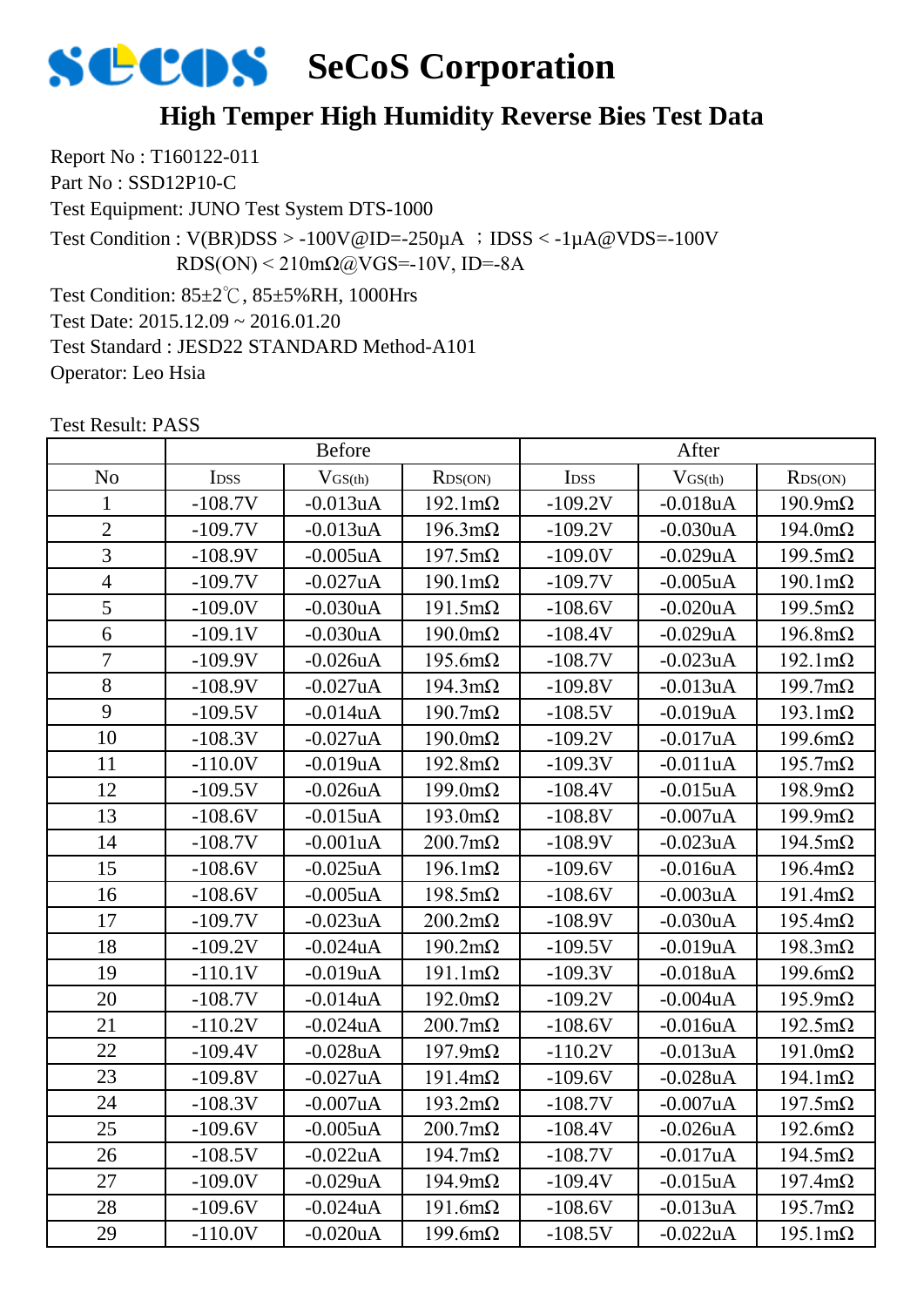# SeCoS Corporation

## High Temper High Humidity Reverse Bies Test Data

Report No : T160122-011
Part No : SSD12P10-C
Test Equipment: JUNO Test System DTS-1000
Test Condition : V(BR)DSS > -100V@ID=-250µA ；IDSS < -1µA@VDS=-100V
RDS(ON) < 210mΩ@VGS=-10V, ID=-8A
Test Condition: 85±2℃, 85±5%RH, 1000Hrs
Test Date: 2015.12.09 ~ 2016.01.20
Test Standard : JESD22 STANDARD Method-A101
Operator: Leo Hsia

Test Result: PASS

| | Before | | | After | | |
|---|---|---|---|---|---|---|
| No | $I_{DSS}$ | $V_{GS(th)}$ | $R_{DS(ON)}$ | $I_{DSS}$ | $V_{GS(th)}$ | $R_{DS(ON)}$ |
| 1 | -108.7V | -0.013uA | 192.1mΩ | -109.2V | -0.018uA | 190.9mΩ |
| 2 | -109.7V | -0.013uA | 196.3mΩ | -109.2V | -0.030uA | 194.0mΩ |
| 3 | -108.9V | -0.005uA | 197.5mΩ | -109.0V | -0.029uA | 199.5mΩ |
| 4 | -109.7V | -0.027uA | 190.1mΩ | -109.7V | -0.005uA | 190.1mΩ |
| 5 | -109.0V | -0.030uA | 191.5mΩ | -108.6V | -0.020uA | 199.5mΩ |
| 6 | -109.1V | -0.030uA | 190.0mΩ | -108.4V | -0.029uA | 196.8mΩ |
| 7 | -109.9V | -0.026uA | 195.6mΩ | -108.7V | -0.023uA | 192.1mΩ |
| 8 | -108.9V | -0.027uA | 194.3mΩ | -109.8V | -0.013uA | 199.7mΩ |
| 9 | -109.5V | -0.014uA | 190.7mΩ | -108.5V | -0.019uA | 193.1mΩ |
| 10 | -108.3V | -0.027uA | 190.0mΩ | -109.2V | -0.017uA | 199.6mΩ |
| 11 | -110.0V | -0.019uA | 192.8mΩ | -109.3V | -0.011uA | 195.7mΩ |
| 12 | -109.5V | -0.026uA | 199.0mΩ | -108.4V | -0.015uA | 198.9mΩ |
| 13 | -108.6V | -0.015uA | 193.0mΩ | -108.8V | -0.007uA | 199.9mΩ |
| 14 | -108.7V | -0.001uA | 200.7mΩ | -108.9V | -0.023uA | 194.5mΩ |
| 15 | -108.6V | -0.025uA | 196.1mΩ | -109.6V | -0.016uA | 196.4mΩ |
| 16 | -108.6V | -0.005uA | 198.5mΩ | -108.6V | -0.003uA | 191.4mΩ |
| 17 | -109.7V | -0.023uA | 200.2mΩ | -108.9V | -0.030uA | 195.4mΩ |
| 18 | -109.2V | -0.024uA | 190.2mΩ | -109.5V | -0.019uA | 198.3mΩ |
| 19 | -110.1V | -0.019uA | 191.1mΩ | -109.3V | -0.018uA | 199.6mΩ |
| 20 | -108.7V | -0.014uA | 192.0mΩ | -109.2V | -0.004uA | 195.9mΩ |
| 21 | -110.2V | -0.024uA | 200.7mΩ | -108.6V | -0.016uA | 192.5mΩ |
| 22 | -109.4V | -0.028uA | 197.9mΩ | -110.2V | -0.013uA | 191.0mΩ |
| 23 | -109.8V | -0.027uA | 191.4mΩ | -109.6V | -0.028uA | 194.1mΩ |
| 24 | -108.3V | -0.007uA | 193.2mΩ | -108.7V | -0.007uA | 197.5mΩ |
| 25 | -109.6V | -0.005uA | 200.7mΩ | -108.4V | -0.026uA | 192.6mΩ |
| 26 | -108.5V | -0.022uA | 194.7mΩ | -108.7V | -0.017uA | 194.5mΩ |
| 27 | -109.0V | -0.029uA | 194.9mΩ | -109.4V | -0.015uA | 197.4mΩ |
| 28 | -109.6V | -0.024uA | 191.6mΩ | -108.6V | -0.013uA | 195.7mΩ |
| 29 | -110.0V | -0.020uA | 199.6mΩ | -108.5V | -0.022uA | 195.1mΩ |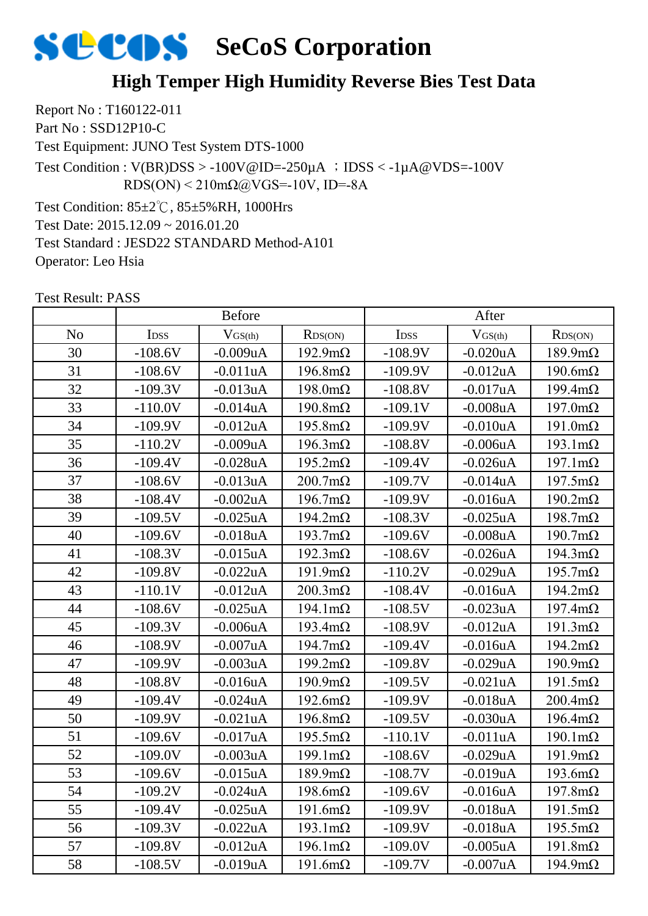# SeCoS Corporation

## High Temper High Humidity Reverse Bies Test Data

Report No : T160122-011
Part No : SSD12P10-C
Test Equipment: JUNO Test System DTS-1000
Test Condition : V(BR)DSS > -100V@ID=-250μA ；IDSS < -1μA@VDS=-100V
RDS(ON) < 210mΩ@VGS=-10V, ID=-8A
Test Condition: 85±2℃, 85±5%RH, 1000Hrs
Test Date: 2015.12.09 ~ 2016.01.20
Test Standard : JESD22 STANDARD Method-A101
Operator: Leo Hsia

Test Result: PASS

| | Before | | | After | | |
|---|---|---|---|---|---|---|
| No | $I_{DSS}$ | $V_{GS(th)}$ | $R_{DS(ON)}$ | $I_{DSS}$ | $V_{GS(th)}$ | $R_{DS(ON)}$ |
| 30 | -108.6V | -0.009uA | 192.9mΩ | -108.9V | -0.020uA | 189.9mΩ |
| 31 | -108.6V | -0.011uA | 196.8mΩ | -109.9V | -0.012uA | 190.6mΩ |
| 32 | -109.3V | -0.013uA | 198.0mΩ | -108.8V | -0.017uA | 199.4mΩ |
| 33 | -110.0V | -0.014uA | 190.8mΩ | -109.1V | -0.008uA | 197.0mΩ |
| 34 | -109.9V | -0.012uA | 195.8mΩ | -109.9V | -0.010uA | 191.0mΩ |
| 35 | -110.2V | -0.009uA | 196.3mΩ | -108.8V | -0.006uA | 193.1mΩ |
| 36 | -109.4V | -0.028uA | 195.2mΩ | -109.4V | -0.026uA | 197.1mΩ |
| 37 | -108.6V | -0.013uA | 200.7mΩ | -109.7V | -0.014uA | 197.5mΩ |
| 38 | -108.4V | -0.002uA | 196.7mΩ | -109.9V | -0.016uA | 190.2mΩ |
| 39 | -109.5V | -0.025uA | 194.2mΩ | -108.3V | -0.025uA | 198.7mΩ |
| 40 | -109.6V | -0.018uA | 193.7mΩ | -109.6V | -0.008uA | 190.7mΩ |
| 41 | -108.3V | -0.015uA | 192.3mΩ | -108.6V | -0.026uA | 194.3mΩ |
| 42 | -109.8V | -0.022uA | 191.9mΩ | -110.2V | -0.029uA | 195.7mΩ |
| 43 | -110.1V | -0.012uA | 200.3mΩ | -108.4V | -0.016uA | 194.2mΩ |
| 44 | -108.6V | -0.025uA | 194.1mΩ | -108.5V | -0.023uA | 197.4mΩ |
| 45 | -109.3V | -0.006uA | 193.4mΩ | -108.9V | -0.012uA | 191.3mΩ |
| 46 | -108.9V | -0.007uA | 194.7mΩ | -109.4V | -0.016uA | 194.2mΩ |
| 47 | -109.9V | -0.003uA | 199.2mΩ | -109.8V | -0.029uA | 190.9mΩ |
| 48 | -108.8V | -0.016uA | 190.9mΩ | -109.5V | -0.021uA | 191.5mΩ |
| 49 | -109.4V | -0.024uA | 192.6mΩ | -109.9V | -0.018uA | 200.4mΩ |
| 50 | -109.9V | -0.021uA | 196.8mΩ | -109.5V | -0.030uA | 196.4mΩ |
| 51 | -109.6V | -0.017uA | 195.5mΩ | -110.1V | -0.011uA | 190.1mΩ |
| 52 | -109.0V | -0.003uA | 199.1mΩ | -108.6V | -0.029uA | 191.9mΩ |
| 53 | -109.6V | -0.015uA | 189.9mΩ | -108.7V | -0.019uA | 193.6mΩ |
| 54 | -109.2V | -0.024uA | 198.6mΩ | -109.6V | -0.016uA | 197.8mΩ |
| 55 | -109.4V | -0.025uA | 191.6mΩ | -109.9V | -0.018uA | 191.5mΩ |
| 56 | -109.3V | -0.022uA | 193.1mΩ | -109.9V | -0.018uA | 195.5mΩ |
| 57 | -109.8V | -0.012uA | 196.1mΩ | -109.0V | -0.005uA | 191.8mΩ |
| 58 | -108.5V | -0.019uA | 191.6mΩ | -109.7V | -0.007uA | 194.9mΩ |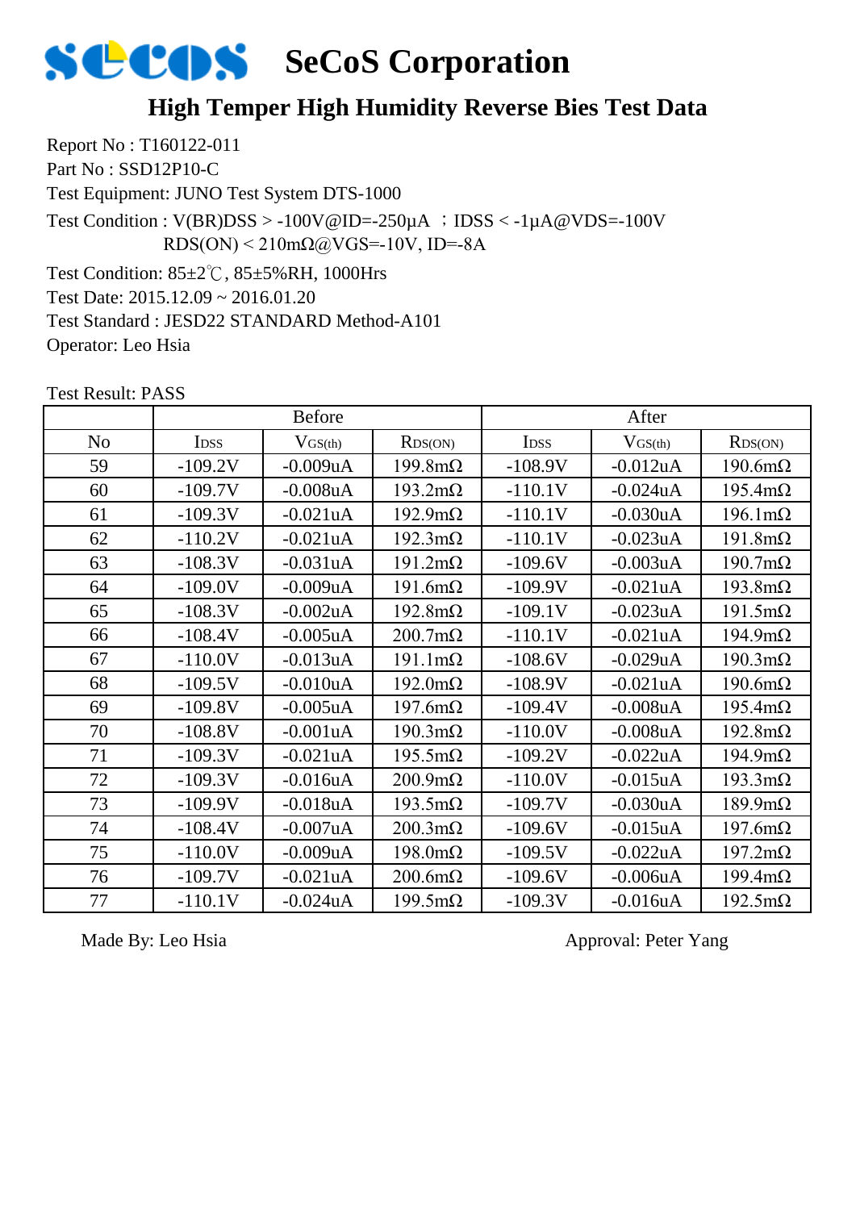# SeCoS Corporation

## High Temper High Humidity Reverse Bies Test Data

Report No : T160122-011
Part No : SSD12P10-C
Test Equipment: JUNO Test System DTS-1000
Test Condition : V(BR)DSS > -100V@ID=-250μA ；IDSS < -1μA@VDS=-100V
RDS(ON) < 210mΩ@VGS=-10V, ID=-8A
Test Condition: 85±2℃, 85±5%RH, 1000Hrs
Test Date: 2015.12.09 ~ 2016.01.20
Test Standard : JESD22 STANDARD Method-A101
Operator: Leo Hsia

Test Result: PASS

| | Before | | | After | | |
|---|---|---|---|---|---|---|
| No | $I_{DSS}$ | $V_{GS(th)}$ | $R_{DS(ON)}$ | $I_{DSS}$ | $V_{GS(th)}$ | $R_{DS(ON)}$ |
| 59 | -109.2V | -0.009uA | 199.8mΩ | -108.9V | -0.012uA | 190.6mΩ |
| 60 | -109.7V | -0.008uA | 193.2mΩ | -110.1V | -0.024uA | 195.4mΩ |
| 61 | -109.3V | -0.021uA | 192.9mΩ | -110.1V | -0.030uA | 196.1mΩ |
| 62 | -110.2V | -0.021uA | 192.3mΩ | -110.1V | -0.023uA | 191.8mΩ |
| 63 | -108.3V | -0.031uA | 191.2mΩ | -109.6V | -0.003uA | 190.7mΩ |
| 64 | -109.0V | -0.009uA | 191.6mΩ | -109.9V | -0.021uA | 193.8mΩ |
| 65 | -108.3V | -0.002uA | 192.8mΩ | -109.1V | -0.023uA | 191.5mΩ |
| 66 | -108.4V | -0.005uA | 200.7mΩ | -110.1V | -0.021uA | 194.9mΩ |
| 67 | -110.0V | -0.013uA | 191.1mΩ | -108.6V | -0.029uA | 190.3mΩ |
| 68 | -109.5V | -0.010uA | 192.0mΩ | -108.9V | -0.021uA | 190.6mΩ |
| 69 | -109.8V | -0.005uA | 197.6mΩ | -109.4V | -0.008uA | 195.4mΩ |
| 70 | -108.8V | -0.001uA | 190.3mΩ | -110.0V | -0.008uA | 192.8mΩ |
| 71 | -109.3V | -0.021uA | 195.5mΩ | -109.2V | -0.022uA | 194.9mΩ |
| 72 | -109.3V | -0.016uA | 200.9mΩ | -110.0V | -0.015uA | 193.3mΩ |
| 73 | -109.9V | -0.018uA | 193.5mΩ | -109.7V | -0.030uA | 189.9mΩ |
| 74 | -108.4V | -0.007uA | 200.3mΩ | -109.6V | -0.015uA | 197.6mΩ |
| 75 | -110.0V | -0.009uA | 198.0mΩ | -109.5V | -0.022uA | 197.2mΩ |
| 76 | -109.7V | -0.021uA | 200.6mΩ | -109.6V | -0.006uA | 199.4mΩ |
| 77 | -110.1V | -0.024uA | 199.5mΩ | -109.3V | -0.016uA | 192.5mΩ |

Made By: Leo Hsia

Approval: Peter Yang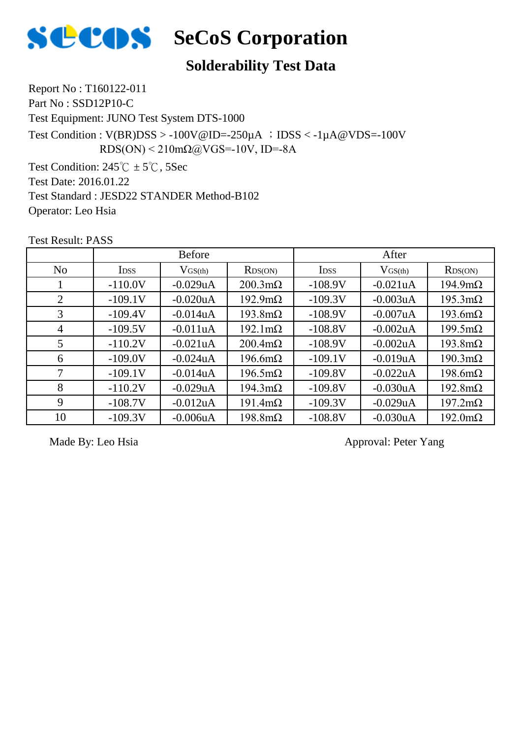# SeCoS Corporation

## Solderability Test Data

Report No : T160122-011

Part No : SSD12P10-C

Test Equipment: JUNO Test System DTS-1000

Test Condition : V(BR)DSS > -100V@ID=-250μA ；IDSS < -1μA@VDS=-100V
RDS(ON) < 210mΩ@VGS=-10V, ID=-8A

Test Condition: 245℃ ± 5℃, 5Sec

Test Date: 2016.01.22

Test Standard : JESD22 STANDER Method-B102

Operator: Leo Hsia

Test Result: PASS

| | Before | | | After | | |
|---|---|---|---|---|---|---|
| No | $I_{DSS}$ | $V_{GS(th)}$ | $R_{DS(ON)}$ | $I_{DSS}$ | $V_{GS(th)}$ | $R_{DS(ON)}$ |
| 1 | -110.0V | -0.029uA | 200.3mΩ | -108.9V | -0.021uA | 194.9mΩ |
| 2 | -109.1V | -0.020uA | 192.9mΩ | -109.3V | -0.003uA | 195.3mΩ |
| 3 | -109.4V | -0.014uA | 193.8mΩ | -108.9V | -0.007uA | 193.6mΩ |
| 4 | -109.5V | -0.011uA | 192.1mΩ | -108.8V | -0.002uA | 199.5mΩ |
| 5 | -110.2V | -0.021uA | 200.4mΩ | -108.9V | -0.002uA | 193.8mΩ |
| 6 | -109.0V | -0.024uA | 196.6mΩ | -109.1V | -0.019uA | 190.3mΩ |
| 7 | -109.1V | -0.014uA | 196.5mΩ | -109.8V | -0.022uA | 198.6mΩ |
| 8 | -110.2V | -0.029uA | 194.3mΩ | -109.8V | -0.030uA | 192.8mΩ |
| 9 | -108.7V | -0.012uA | 191.4mΩ | -109.3V | -0.029uA | 197.2mΩ |
| 10 | -109.3V | -0.006uA | 198.8mΩ | -108.8V | -0.030uA | 192.0mΩ |

Made By: Leo Hsia

Approval: Peter Yang